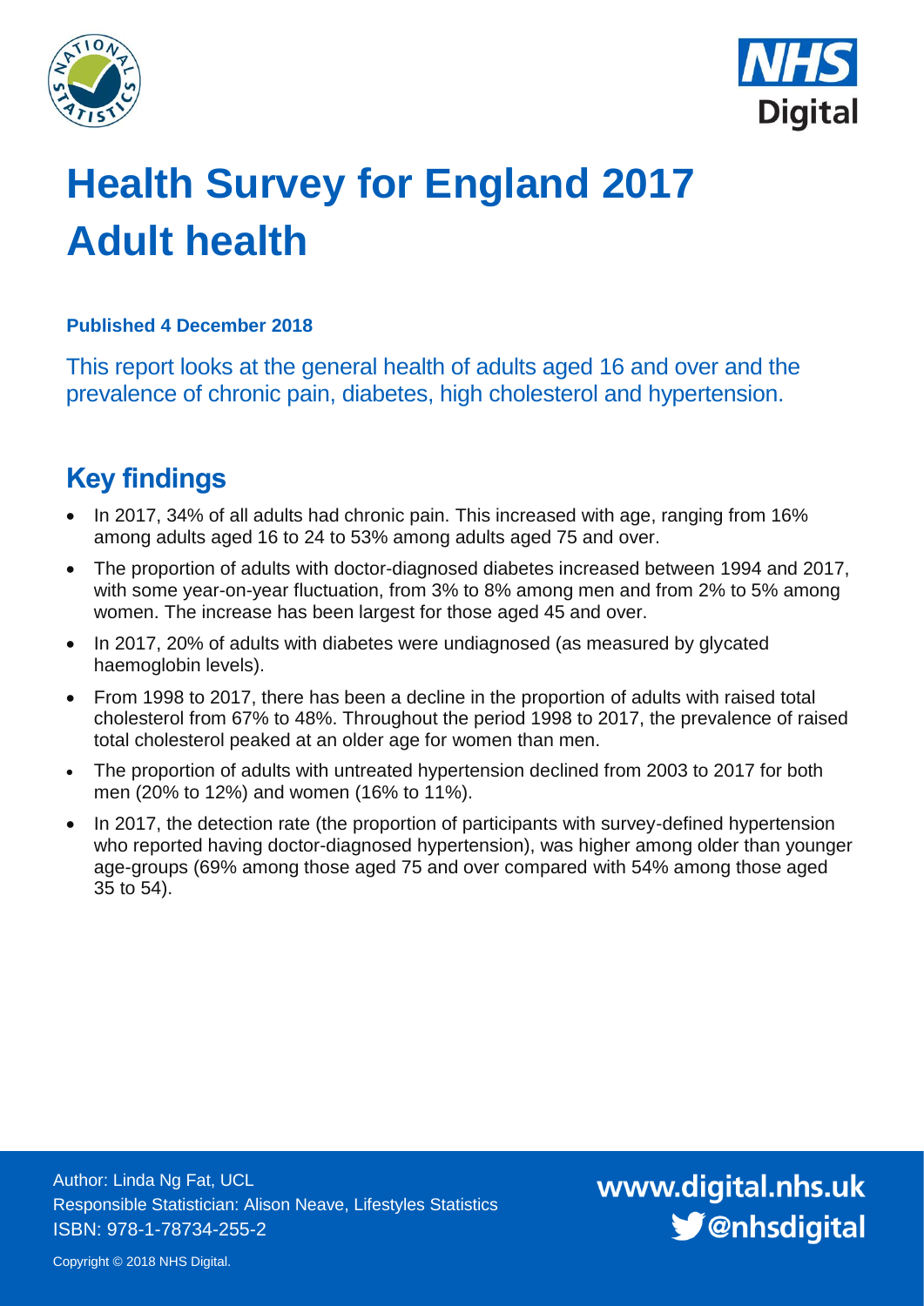# Health Survey for England 2017 Adult health

**Published 4 December 2018**

This report looks at the general health of adults aged 16 and over and the prevalence of chronic pain, diabetes, high cholesterol and hypertension.

## Key findings

- In 2017, 34% of all adults had chronic pain. This increased with age, ranging from 16% among adults aged 16 to 24 to 53% among adults aged 75 and over.
- The proportion of adults with doctor-diagnosed diabetes increased between 1994 and 2017, with some year-on-year fluctuation, from 3% to 8% among men and from 2% to 5% among women. The increase has been largest for those aged 45 and over.
- In 2017, 20% of adults with diabetes were undiagnosed (as measured by glycated haemoglobin levels).
- From 1998 to 2017, there has been a decline in the proportion of adults with raised total cholesterol from 67% to 48%. Throughout the period 1998 to 2017, the prevalence of raised total cholesterol peaked at an older age for women than men.
- The proportion of adults with untreated hypertension declined from 2003 to 2017 for both men (20% to 12%) and women (16% to 11%).
- In 2017, the detection rate (the proportion of participants with survey-defined hypertension who reported having doctor-diagnosed hypertension), was higher among older than younger age-groups (69% among those aged 75 and over compared with 54% among those aged 35 to 54).

Author: Linda Ng Fat, UCL
Responsible Statistician: Alison Neave, Lifestyles Statistics
ISBN: 978-1-78734-255-2

www.digital.nhs.uk
@nhsdigital

Copyright © 2018 NHS Digital.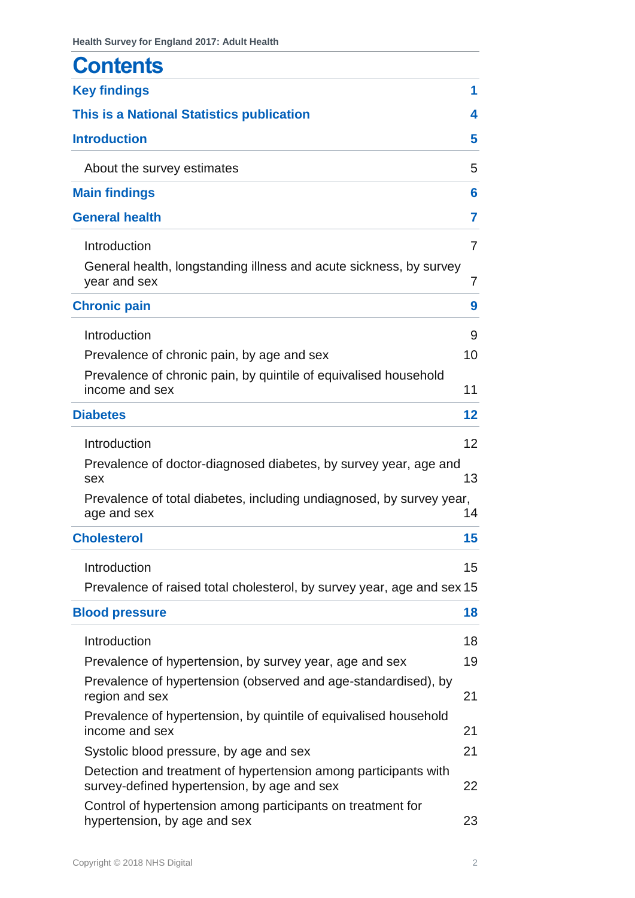# Contents

| | |
|---|---|
| **Key findings** | **1** |
| **This is a National Statistics publication** | **4** |
| **Introduction** | **5** |
| About the survey estimates | 5 |
| **Main findings** | **6** |
| **General health** | **7** |
| Introduction | 7 |
| General health, longstanding illness and acute sickness, by survey year and sex | 7 |
| **Chronic pain** | **9** |
| Introduction | 9 |
| Prevalence of chronic pain, by age and sex | 10 |
| Prevalence of chronic pain, by quintile of equivalised household income and sex | 11 |
| **Diabetes** | **12** |
| Introduction | 12 |
| Prevalence of doctor-diagnosed diabetes, by survey year, age and sex | 13 |
| Prevalence of total diabetes, including undiagnosed, by survey year, age and sex | 14 |
| **Cholesterol** | **15** |
| Introduction | 15 |
| Prevalence of raised total cholesterol, by survey year, age and sex | 15 |
| **Blood pressure** | **18** |
| Introduction | 18 |
| Prevalence of hypertension, by survey year, age and sex | 19 |
| Prevalence of hypertension (observed and age-standardised), by region and sex | 21 |
| Prevalence of hypertension, by quintile of equivalised household income and sex | 21 |
| Systolic blood pressure, by age and sex | 21 |
| Detection and treatment of hypertension among participants with survey-defined hypertension, by age and sex | 22 |
| Control of hypertension among participants on treatment for hypertension, by age and sex | 23 |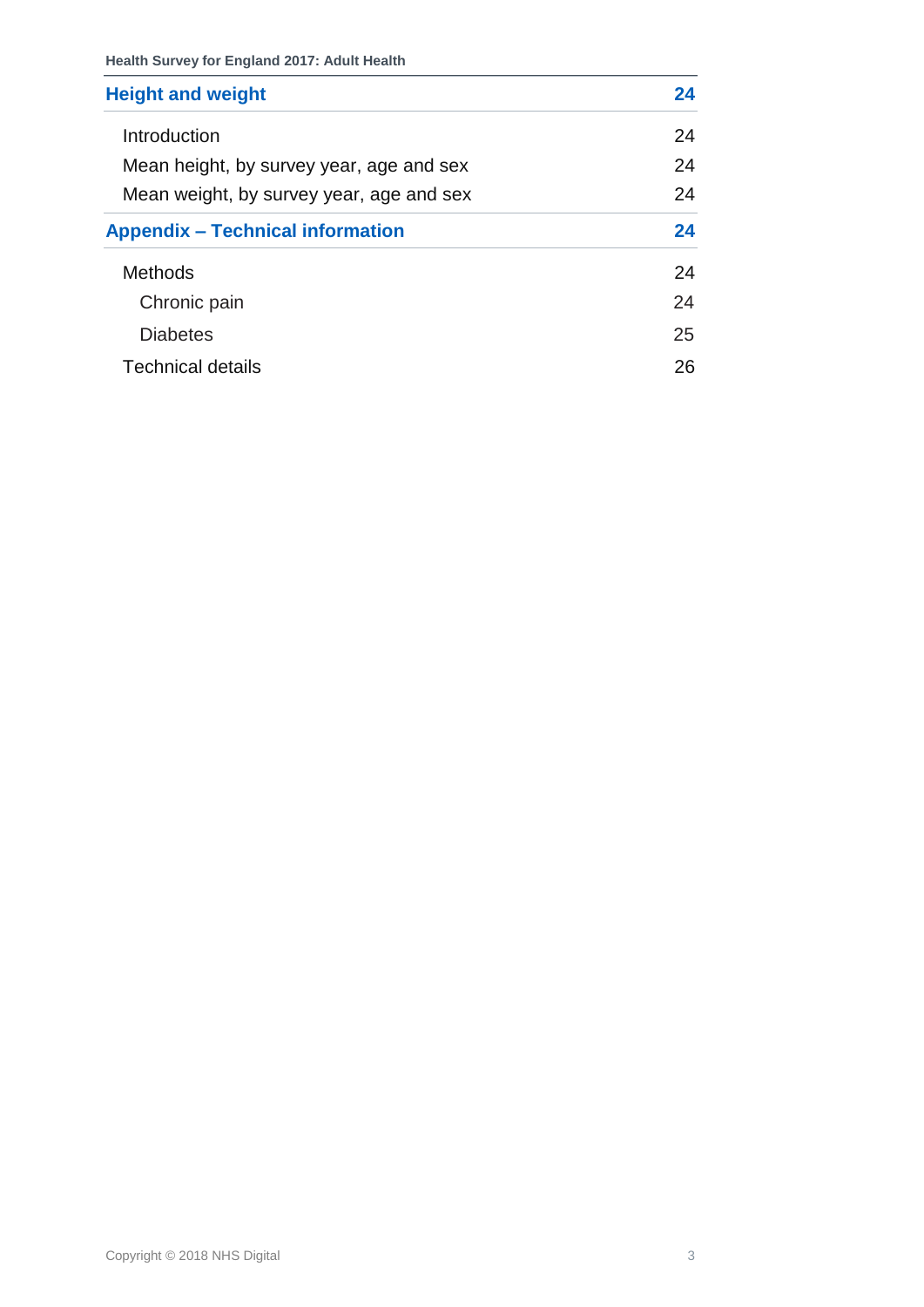| Height and weight | 24 |
|---|---|
| Introduction | 24 |
| Mean height, by survey year, age and sex | 24 |
| Mean weight, by survey year, age and sex | 24 |
| **Appendix – Technical information** | **24** |
| Methods | 24 |
| Chronic pain | 24 |
| Diabetes | 25 |
| Technical details | 26 |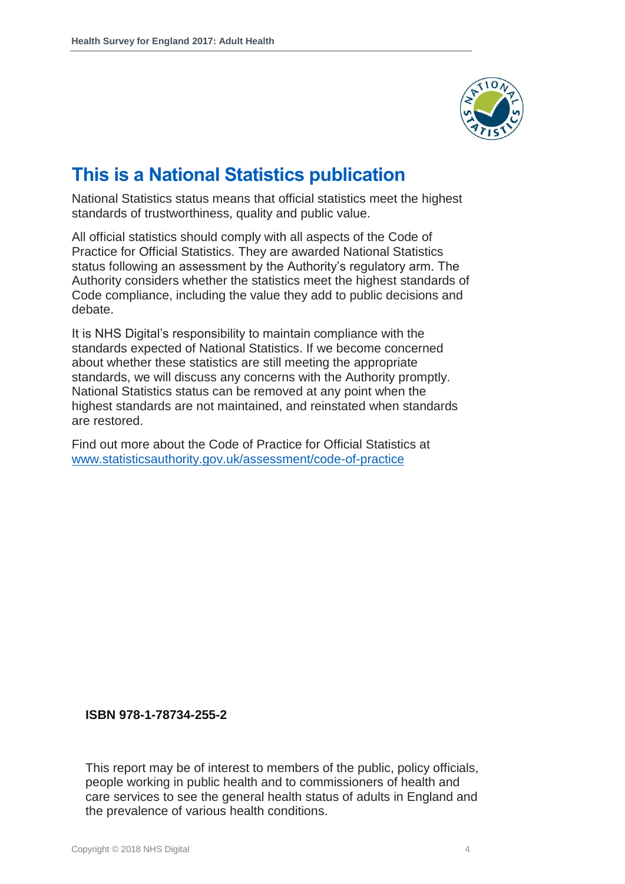# This is a National Statistics publication

National Statistics status means that official statistics meet the highest standards of trustworthiness, quality and public value.

All official statistics should comply with all aspects of the Code of Practice for Official Statistics. They are awarded National Statistics status following an assessment by the Authority's regulatory arm. The Authority considers whether the statistics meet the highest standards of Code compliance, including the value they add to public decisions and debate.

It is NHS Digital's responsibility to maintain compliance with the standards expected of National Statistics. If we become concerned about whether these statistics are still meeting the appropriate standards, we will discuss any concerns with the Authority promptly. National Statistics status can be removed at any point when the highest standards are not maintained, and reinstated when standards are restored.

Find out more about the Code of Practice for Official Statistics at [www.statisticsauthority.gov.uk/assessment/code-of-practice](http://www.statisticsauthority.gov.uk/assessment/code-of-practice)

**ISBN 978-1-78734-255-2**

This report may be of interest to members of the public, policy officials, people working in public health and to commissioners of health and care services to see the general health status of adults in England and the prevalence of various health conditions.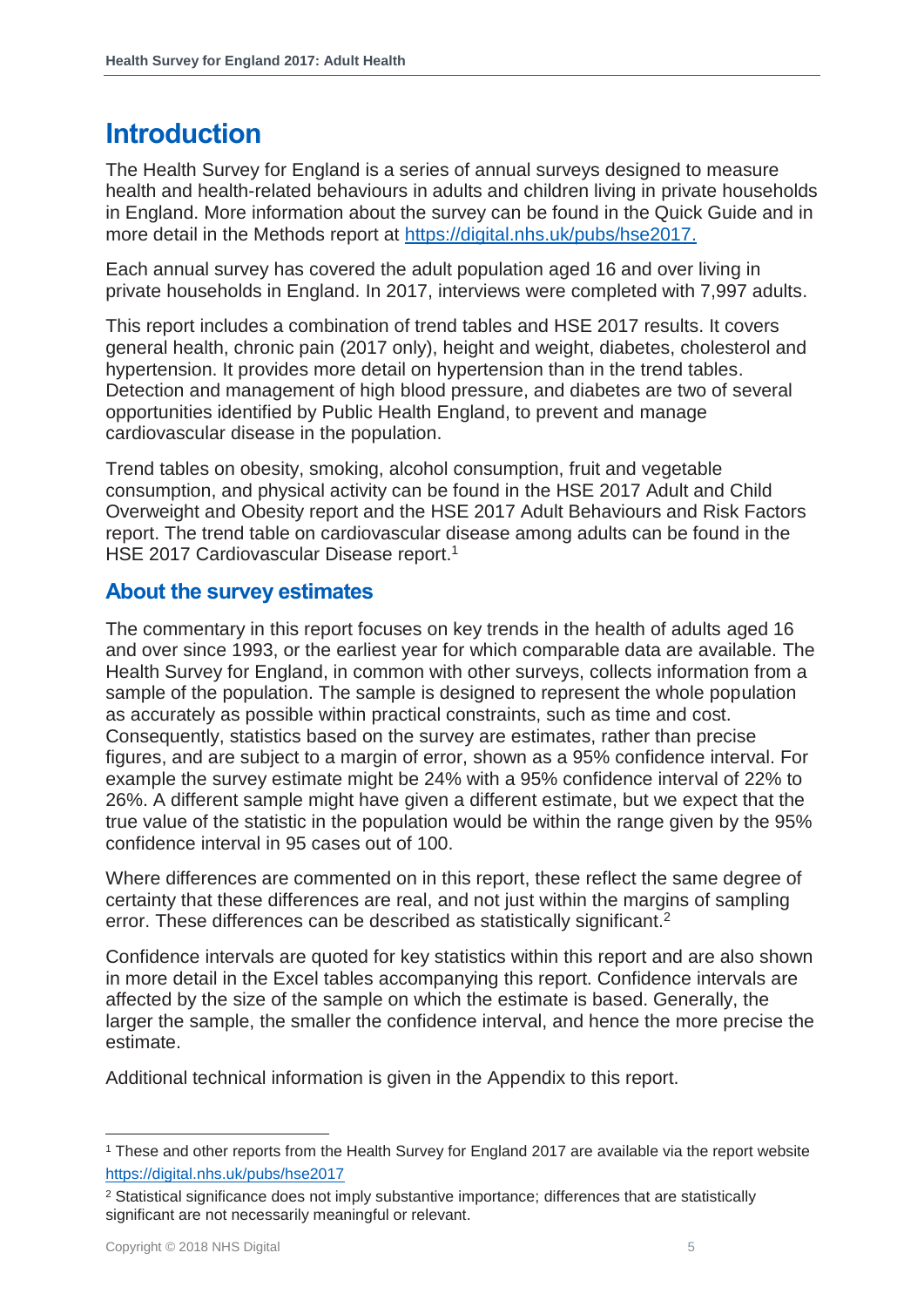# Introduction

The Health Survey for England is a series of annual surveys designed to measure health and health-related behaviours in adults and children living in private households in England. More information about the survey can be found in the Quick Guide and in more detail in the Methods report at [https://digital.nhs.uk/pubs/hse2017.](https://digital.nhs.uk/pubs/hse2017)

Each annual survey has covered the adult population aged 16 and over living in private households in England. In 2017, interviews were completed with 7,997 adults.

This report includes a combination of trend tables and HSE 2017 results. It covers general health, chronic pain (2017 only), height and weight, diabetes, cholesterol and hypertension. It provides more detail on hypertension than in the trend tables. Detection and management of high blood pressure, and diabetes are two of several opportunities identified by Public Health England, to prevent and manage cardiovascular disease in the population.

Trend tables on obesity, smoking, alcohol consumption, fruit and vegetable consumption, and physical activity can be found in the HSE 2017 Adult and Child Overweight and Obesity report and the HSE 2017 Adult Behaviours and Risk Factors report. The trend table on cardiovascular disease among adults can be found in the HSE 2017 Cardiovascular Disease report.[1]

## About the survey estimates

The commentary in this report focuses on key trends in the health of adults aged 16 and over since 1993, or the earliest year for which comparable data are available. The Health Survey for England, in common with other surveys, collects information from a sample of the population. The sample is designed to represent the whole population as accurately as possible within practical constraints, such as time and cost. Consequently, statistics based on the survey are estimates, rather than precise figures, and are subject to a margin of error, shown as a 95% confidence interval. For example the survey estimate might be 24% with a 95% confidence interval of 22% to 26%. A different sample might have given a different estimate, but we expect that the true value of the statistic in the population would be within the range given by the 95% confidence interval in 95 cases out of 100.

Where differences are commented on in this report, these reflect the same degree of certainty that these differences are real, and not just within the margins of sampling error. These differences can be described as statistically significant.[2]

Confidence intervals are quoted for key statistics within this report and are also shown in more detail in the Excel tables accompanying this report. Confidence intervals are affected by the size of the sample on which the estimate is based. Generally, the larger the sample, the smaller the confidence interval, and hence the more precise the estimate.

Additional technical information is given in the Appendix to this report.

---

[1] These and other reports from the Health Survey for England 2017 are available via the report website [https://digital.nhs.uk/pubs/hse2017](https://digital.nhs.uk/pubs/hse2017)

[2] Statistical significance does not imply substantive importance; differences that are statistically significant are not necessarily meaningful or relevant.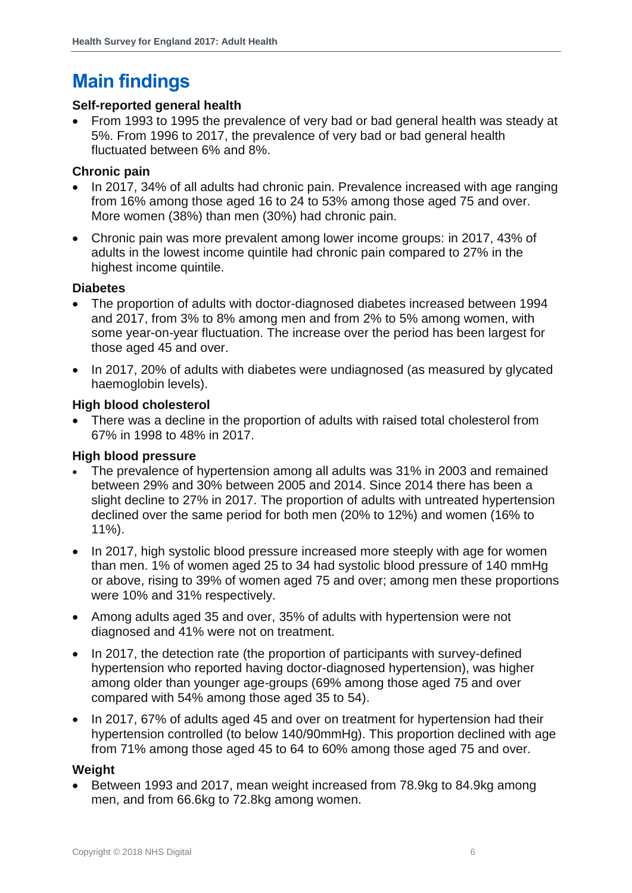# Main findings

### Self-reported general health

- From 1993 to 1995 the prevalence of very bad or bad general health was steady at 5%. From 1996 to 2017, the prevalence of very bad or bad general health fluctuated between 6% and 8%.

### Chronic pain

- In 2017, 34% of all adults had chronic pain. Prevalence increased with age ranging from 16% among those aged 16 to 24 to 53% among those aged 75 and over. More women (38%) than men (30%) had chronic pain.
- Chronic pain was more prevalent among lower income groups: in 2017, 43% of adults in the lowest income quintile had chronic pain compared to 27% in the highest income quintile.

### Diabetes

- The proportion of adults with doctor-diagnosed diabetes increased between 1994 and 2017, from 3% to 8% among men and from 2% to 5% among women, with some year-on-year fluctuation. The increase over the period has been largest for those aged 45 and over.
- In 2017, 20% of adults with diabetes were undiagnosed (as measured by glycated haemoglobin levels).

### High blood cholesterol

- There was a decline in the proportion of adults with raised total cholesterol from 67% in 1998 to 48% in 2017.

### High blood pressure

- The prevalence of hypertension among all adults was 31% in 2003 and remained between 29% and 30% between 2005 and 2014. Since 2014 there has been a slight decline to 27% in 2017. The proportion of adults with untreated hypertension declined over the same period for both men (20% to 12%) and women (16% to 11%).
- In 2017, high systolic blood pressure increased more steeply with age for women than men. 1% of women aged 25 to 34 had systolic blood pressure of 140 mmHg or above, rising to 39% of women aged 75 and over; among men these proportions were 10% and 31% respectively.
- Among adults aged 35 and over, 35% of adults with hypertension were not diagnosed and 41% were not on treatment.
- In 2017, the detection rate (the proportion of participants with survey-defined hypertension who reported having doctor-diagnosed hypertension), was higher among older than younger age-groups (69% among those aged 75 and over compared with 54% among those aged 35 to 54).
- In 2017, 67% of adults aged 45 and over on treatment for hypertension had their hypertension controlled (to below 140/90mmHg). This proportion declined with age from 71% among those aged 45 to 64 to 60% among those aged 75 and over.

### Weight

- Between 1993 and 2017, mean weight increased from 78.9kg to 84.9kg among men, and from 66.6kg to 72.8kg among women.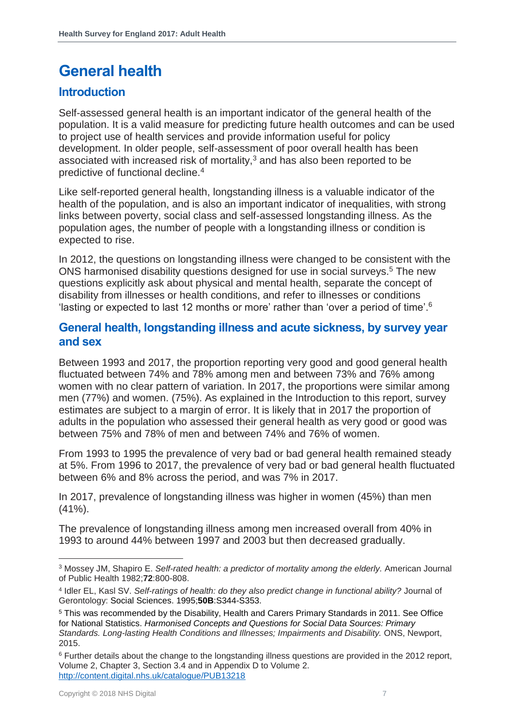# General health

## Introduction

Self-assessed general health is an important indicator of the general health of the population. It is a valid measure for predicting future health outcomes and can be used to project use of health services and provide information useful for policy development. In older people, self-assessment of poor overall health has been associated with increased risk of mortality,[3] and has also been reported to be predictive of functional decline.[4]

Like self-reported general health, longstanding illness is a valuable indicator of the health of the population, and is also an important indicator of inequalities, with strong links between poverty, social class and self-assessed longstanding illness. As the population ages, the number of people with a longstanding illness or condition is expected to rise.

In 2012, the questions on longstanding illness were changed to be consistent with the ONS harmonised disability questions designed for use in social surveys.[5] The new questions explicitly ask about physical and mental health, separate the concept of disability from illnesses or health conditions, and refer to illnesses or conditions 'lasting or expected to last 12 months or more' rather than 'over a period of time'.[6]

## General health, longstanding illness and acute sickness, by survey year and sex

Between 1993 and 2017, the proportion reporting very good and good general health fluctuated between 74% and 78% among men and between 73% and 76% among women with no clear pattern of variation. In 2017, the proportions were similar among men (77%) and women. (75%). As explained in the Introduction to this report, survey estimates are subject to a margin of error. It is likely that in 2017 the proportion of adults in the population who assessed their general health as very good or good was between 75% and 78% of men and between 74% and 76% of women.

From 1993 to 1995 the prevalence of very bad or bad general health remained steady at 5%. From 1996 to 2017, the prevalence of very bad or bad general health fluctuated between 6% and 8% across the period, and was 7% in 2017.

In 2017, prevalence of longstanding illness was higher in women (45%) than men (41%).

The prevalence of longstanding illness among men increased overall from 40% in 1993 to around 44% between 1997 and 2003 but then decreased gradually.

---

[3] Mossey JM, Shapiro E. *Self-rated health: a predictor of mortality among the elderly.* American Journal of Public Health 1982;**72**:800-808.

[4] Idler EL, Kasl SV. *Self-ratings of health: do they also predict change in functional ability?* Journal of Gerontology: Social Sciences. 1995;**50B**:S344-S353.

[5] This was recommended by the Disability, Health and Carers Primary Standards in 2011. See Office for National Statistics. *Harmonised Concepts and Questions for Social Data Sources: Primary Standards. Long-lasting Health Conditions and Illnesses; Impairments and Disability.* ONS, Newport, 2015.

[6] Further details about the change to the longstanding illness questions are provided in the 2012 report, Volume 2, Chapter 3, Section 3.4 and in Appendix D to Volume 2. http://content.digital.nhs.uk/catalogue/PUB13218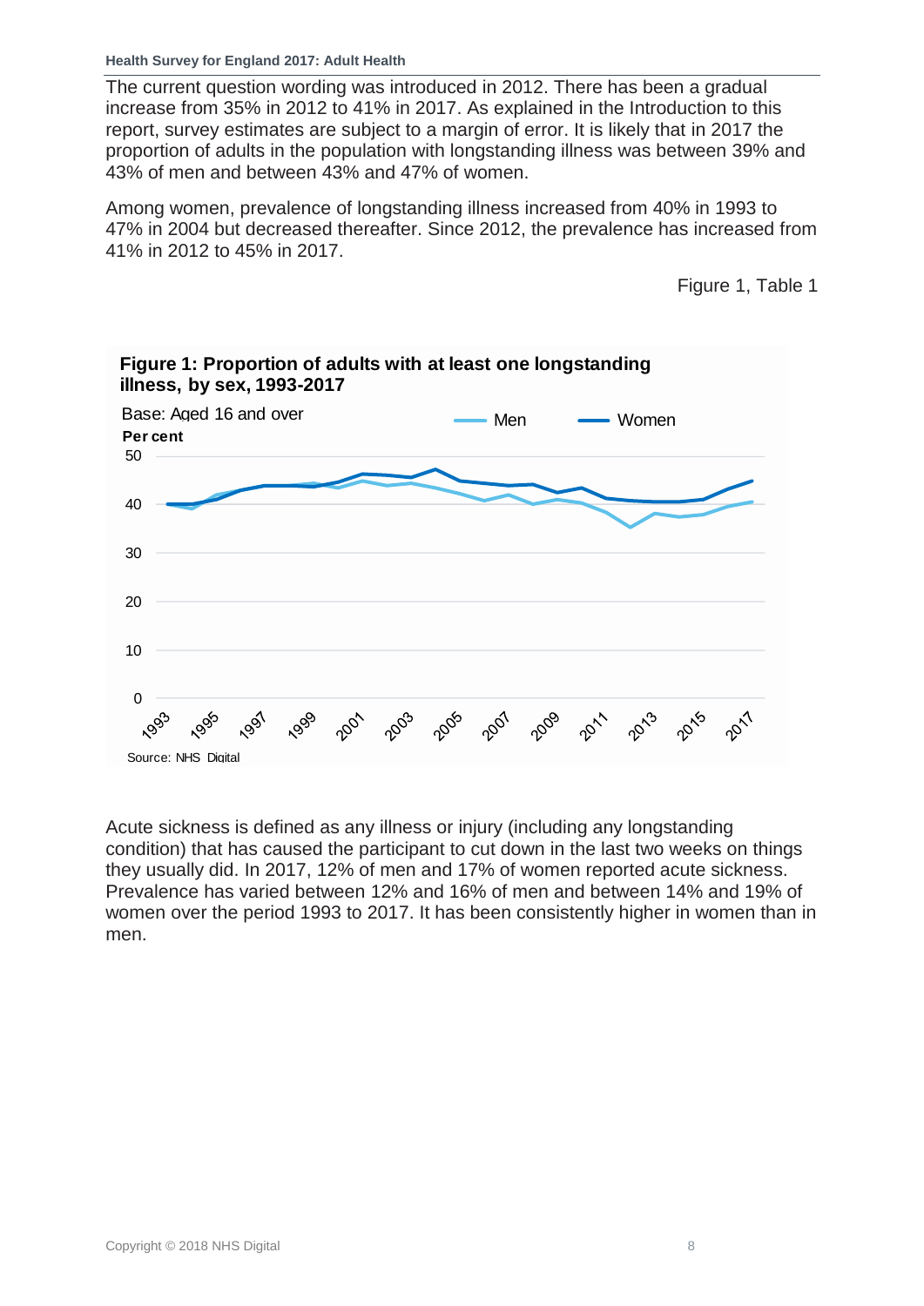The current question wording was introduced in 2012. There has been a gradual increase from 35% in 2012 to 41% in 2017. As explained in the Introduction to this report, survey estimates are subject to a margin of error. It is likely that in 2017 the proportion of adults in the population with longstanding illness was between 39% and 43% of men and between 43% and 47% of women.

Among women, prevalence of longstanding illness increased from 40% in 1993 to 47% in 2004 but decreased thereafter. Since 2012, the prevalence has increased from 41% in 2012 to 45% in 2017.

Figure 1, Table 1

**Figure 1: Proportion of adults with at least one longstanding illness, by sex, 1993-2017**

Base: Aged 16 and over

Source: NHS Digital

Acute sickness is defined as any illness or injury (including any longstanding condition) that has caused the participant to cut down in the last two weeks on things they usually did. In 2017, 12% of men and 17% of women reported acute sickness. Prevalence has varied between 12% and 16% of men and between 14% and 19% of women over the period 1993 to 2017. It has been consistently higher in women than in men.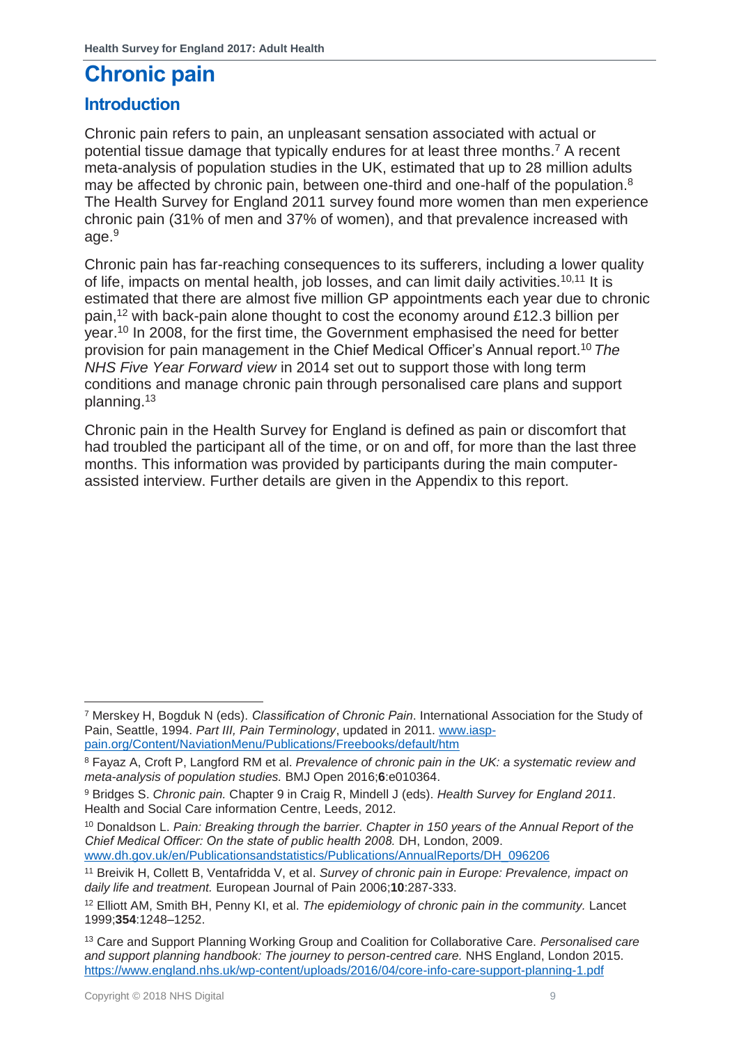# Chronic pain

## Introduction

Chronic pain refers to pain, an unpleasant sensation associated with actual or potential tissue damage that typically endures for at least three months.[7] A recent meta-analysis of population studies in the UK, estimated that up to 28 million adults may be affected by chronic pain, between one-third and one-half of the population.[8] The Health Survey for England 2011 survey found more women than men experience chronic pain (31% of men and 37% of women), and that prevalence increased with age.[9]

Chronic pain has far-reaching consequences to its sufferers, including a lower quality of life, impacts on mental health, job losses, and can limit daily activities.[10,11] It is estimated that there are almost five million GP appointments each year due to chronic pain,[12] with back-pain alone thought to cost the economy around £12.3 billion per year.[10] In 2008, for the first time, the Government emphasised the need for better provision for pain management in the Chief Medical Officer's Annual report.[10] *The NHS Five Year Forward view* in 2014 set out to support those with long term conditions and manage chronic pain through personalised care plans and support planning.[13]

Chronic pain in the Health Survey for England is defined as pain or discomfort that had troubled the participant all of the time, or on and off, for more than the last three months. This information was provided by participants during the main computer-assisted interview. Further details are given in the Appendix to this report.

---

[7] Merskey H, Bogduk N (eds). *Classification of Chronic Pain*. International Association for the Study of Pain, Seattle, 1994. *Part III, Pain Terminology*, updated in 2011. www.iasp-pain.org/Content/NaviationMenu/Publications/Freebooks/default/htm

[8] Fayaz A, Croft P, Langford RM et al. *Prevalence of chronic pain in the UK: a systematic review and meta-analysis of population studies.* BMJ Open 2016;**6**:e010364.

[9] Bridges S. *Chronic pain.* Chapter 9 in Craig R, Mindell J (eds). *Health Survey for England 2011.* Health and Social Care information Centre, Leeds, 2012.

[10] Donaldson L. *Pain: Breaking through the barrier. Chapter in 150 years of the Annual Report of the Chief Medical Officer: On the state of public health 2008.* DH, London, 2009. www.dh.gov.uk/en/Publicationsandstatistics/Publications/AnnualReports/DH_096206

[11] Breivik H, Collett B, Ventafridda V, et al. *Survey of chronic pain in Europe: Prevalence, impact on daily life and treatment.* European Journal of Pain 2006;**10**:287-333.

[12] Elliott AM, Smith BH, Penny KI, et al. *The epidemiology of chronic pain in the community.* Lancet 1999;**354**:1248–1252.

[13] Care and Support Planning Working Group and Coalition for Collaborative Care. *Personalised care and support planning handbook: The journey to person-centred care.* NHS England, London 2015. https://www.england.nhs.uk/wp-content/uploads/2016/04/core-info-care-support-planning-1.pdf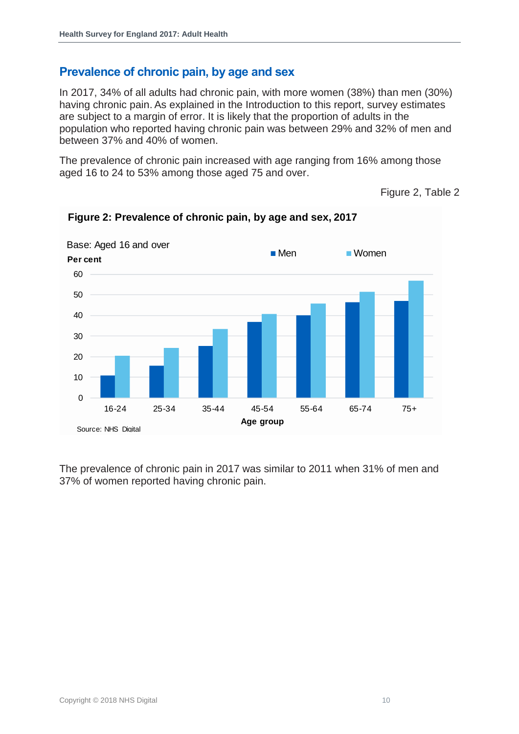## Prevalence of chronic pain, by age and sex

In 2017, 34% of all adults had chronic pain, with more women (38%) than men (30%) having chronic pain. As explained in the Introduction to this report, survey estimates are subject to a margin of error. It is likely that the proportion of adults in the population who reported having chronic pain was between 29% and 32% of men and between 37% and 40% of women.

The prevalence of chronic pain increased with age ranging from 16% among those aged 16 to 24 to 53% among those aged 75 and over.

Figure 2, Table 2

**Figure 2: Prevalence of chronic pain, by age and sex, 2017**

Base: Aged 16 and over

Per cent

Men | Women

Age group: 16-24, 25-34, 35-44, 45-54, 55-64, 65-74, 75+

Source: NHS Digital

The prevalence of chronic pain in 2017 was similar to 2011 when 31% of men and 37% of women reported having chronic pain.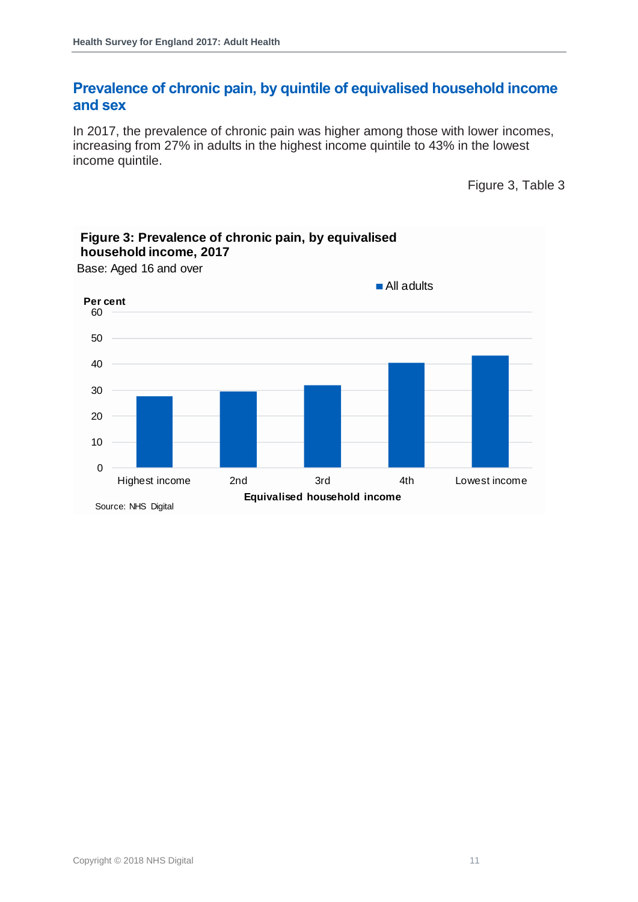## Prevalence of chronic pain, by quintile of equivalised household income and sex

In 2017, the prevalence of chronic pain was higher among those with lower incomes, increasing from 27% in adults in the highest income quintile to 43% in the lowest income quintile.

Figure 3, Table 3

**Figure 3: Prevalence of chronic pain, by equivalised household income, 2017**

Base: Aged 16 and over

Source: NHS Digital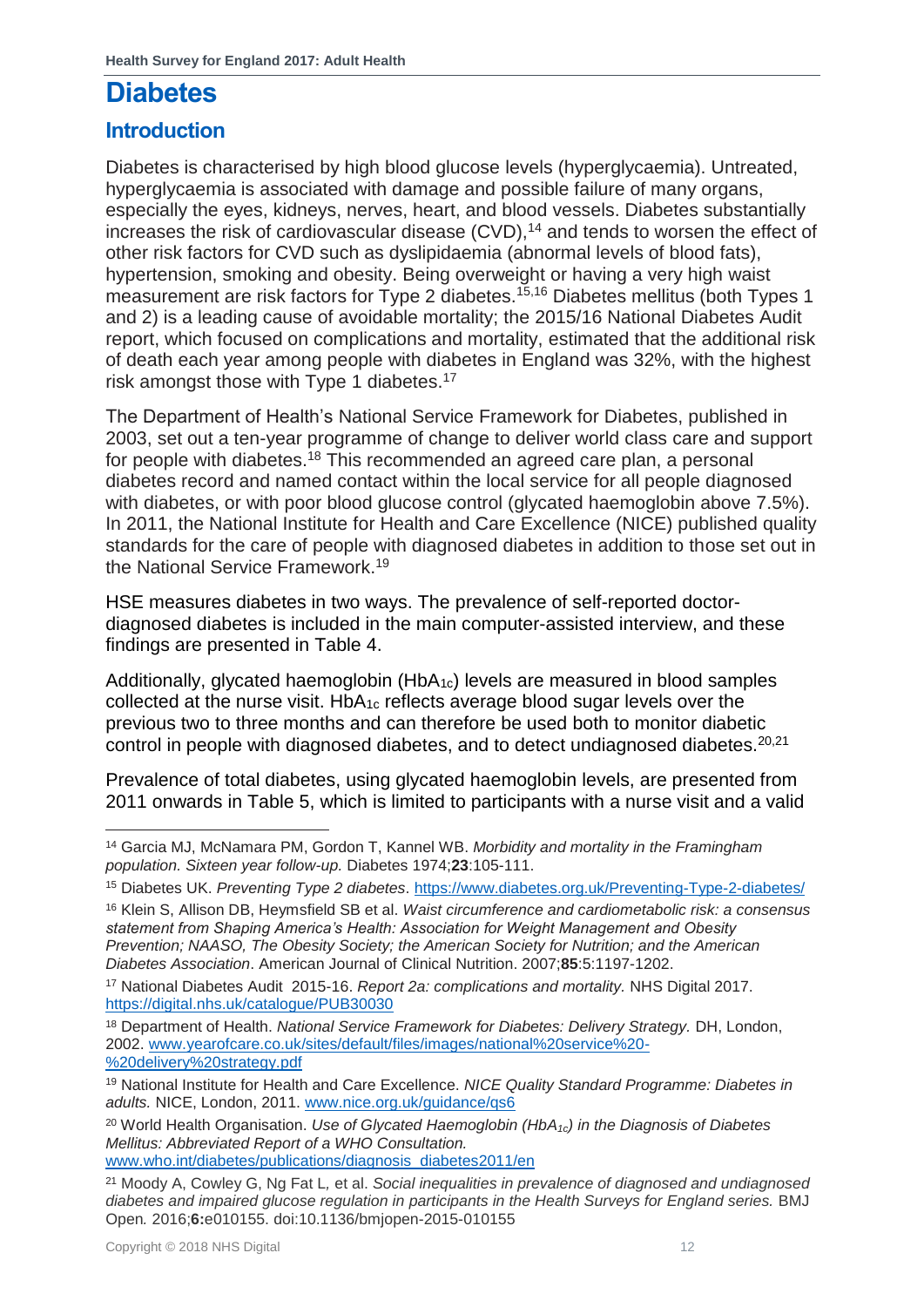# Diabetes

## Introduction

Diabetes is characterised by high blood glucose levels (hyperglycaemia). Untreated, hyperglycaemia is associated with damage and possible failure of many organs, especially the eyes, kidneys, nerves, heart, and blood vessels. Diabetes substantially increases the risk of cardiovascular disease (CVD),[14] and tends to worsen the effect of other risk factors for CVD such as dyslipidaemia (abnormal levels of blood fats), hypertension, smoking and obesity. Being overweight or having a very high waist measurement are risk factors for Type 2 diabetes.[15,16] Diabetes mellitus (both Types 1 and 2) is a leading cause of avoidable mortality; the 2015/16 National Diabetes Audit report, which focused on complications and mortality, estimated that the additional risk of death each year among people with diabetes in England was 32%, with the highest risk amongst those with Type 1 diabetes.[17]

The Department of Health's National Service Framework for Diabetes, published in 2003, set out a ten-year programme of change to deliver world class care and support for people with diabetes.[18] This recommended an agreed care plan, a personal diabetes record and named contact within the local service for all people diagnosed with diabetes, or with poor blood glucose control (glycated haemoglobin above 7.5%). In 2011, the National Institute for Health and Care Excellence (NICE) published quality standards for the care of people with diagnosed diabetes in addition to those set out in the National Service Framework.[19]

HSE measures diabetes in two ways. The prevalence of self-reported doctor-diagnosed diabetes is included in the main computer-assisted interview, and these findings are presented in Table 4.

Additionally, glycated haemoglobin ($HbA_{1c}$) levels are measured in blood samples collected at the nurse visit. $HbA_{1c}$ reflects average blood sugar levels over the previous two to three months and can therefore be used both to monitor diabetic control in people with diagnosed diabetes, and to detect undiagnosed diabetes.[20,21]

Prevalence of total diabetes, using glycated haemoglobin levels, are presented from 2011 onwards in Table 5, which is limited to participants with a nurse visit and a valid

---

[14] Garcia MJ, McNamara PM, Gordon T, Kannel WB. *Morbidity and mortality in the Framingham population. Sixteen year follow-up.* Diabetes 1974;**23**:105-111.

[15] Diabetes UK. *Preventing Type 2 diabetes*. https://www.diabetes.org.uk/Preventing-Type-2-diabetes/

[16] Klein S, Allison DB, Heymsfield SB et al. *Waist circumference and cardiometabolic risk: a consensus statement from Shaping America's Health: Association for Weight Management and Obesity Prevention; NAASO, The Obesity Society; the American Society for Nutrition; and the American Diabetes Association*. American Journal of Clinical Nutrition. 2007;**85**:5:1197-1202.

[17] National Diabetes Audit 2015-16. *Report 2a: complications and mortality.* NHS Digital 2017. https://digital.nhs.uk/catalogue/PUB30030

[18] Department of Health. *National Service Framework for Diabetes: Delivery Strategy.* DH, London, 2002. www.yearofcare.co.uk/sites/default/files/images/national%20service%20-%20delivery%20strategy.pdf

[19] National Institute for Health and Care Excellence. *NICE Quality Standard Programme: Diabetes in adults.* NICE, London, 2011. www.nice.org.uk/guidance/qs6

[20] World Health Organisation. *Use of Glycated Haemoglobin ($HbA_{1c}$) in the Diagnosis of Diabetes Mellitus: Abbreviated Report of a WHO Consultation.* www.who.int/diabetes/publications/diagnosis_diabetes2011/en

[21] Moody A, Cowley G, Ng Fat L, et al. *Social inequalities in prevalence of diagnosed and undiagnosed diabetes and impaired glucose regulation in participants in the Health Surveys for England series.* BMJ Open. 2016;**6:**e010155. doi:10.1136/bmjopen-2015-010155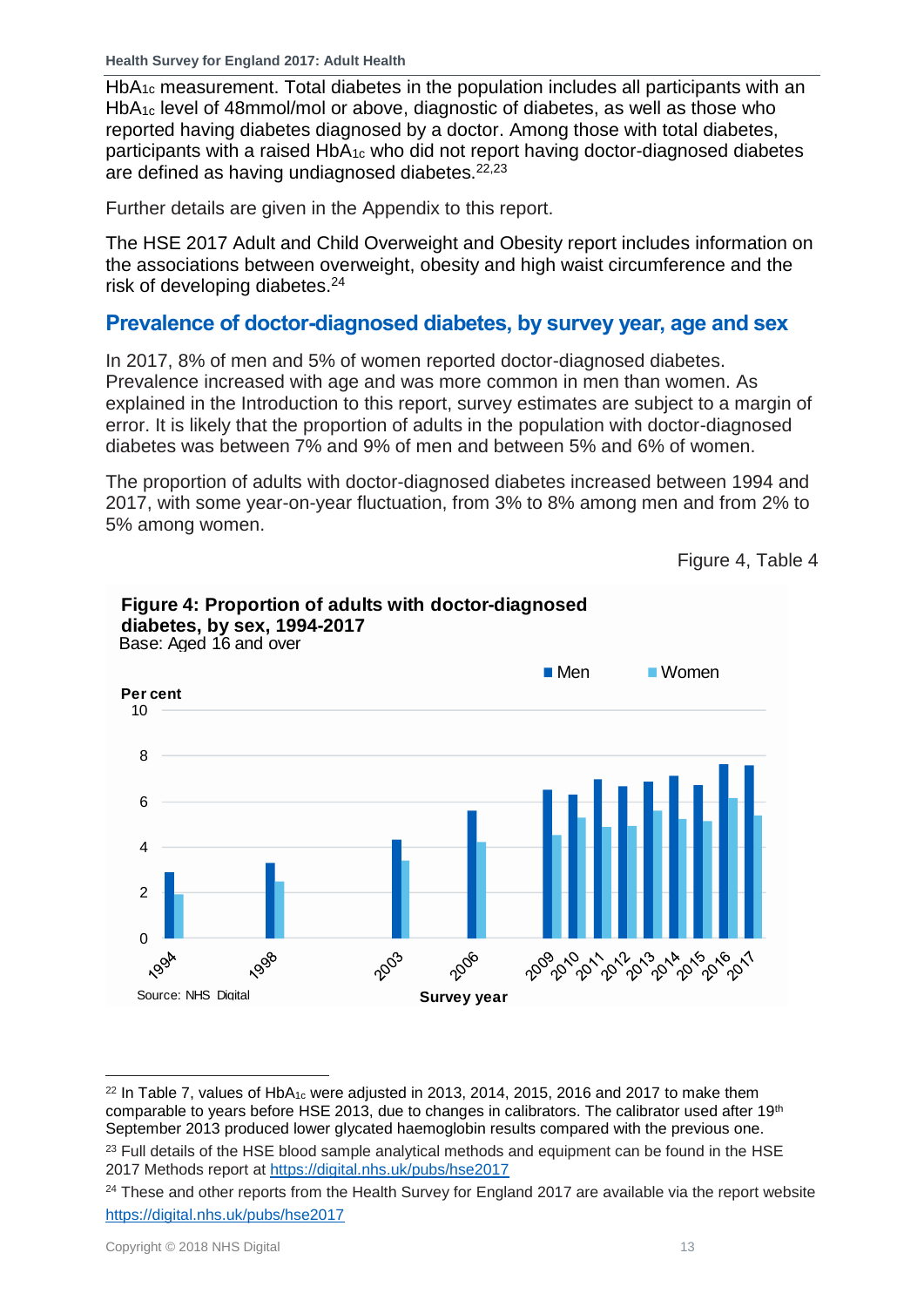$HbA_{1c}$ measurement. Total diabetes in the population includes all participants with an $HbA_{1c}$ level of 48mmol/mol or above, diagnostic of diabetes, as well as those who reported having diabetes diagnosed by a doctor. Among those with total diabetes, participants with a raised $HbA_{1c}$ who did not report having doctor-diagnosed diabetes are defined as having undiagnosed diabetes.[22,23]

Further details are given in the Appendix to this report.

The HSE 2017 Adult and Child Overweight and Obesity report includes information on the associations between overweight, obesity and high waist circumference and the risk of developing diabetes.[24]

## Prevalence of doctor-diagnosed diabetes, by survey year, age and sex

In 2017, 8% of men and 5% of women reported doctor-diagnosed diabetes. Prevalence increased with age and was more common in men than women. As explained in the Introduction to this report, survey estimates are subject to a margin of error. It is likely that the proportion of adults in the population with doctor-diagnosed diabetes was between 7% and 9% of men and between 5% and 6% of women.

The proportion of adults with doctor-diagnosed diabetes increased between 1994 and 2017, with some year-on-year fluctuation, from 3% to 8% among men and from 2% to 5% among women.

Figure 4, Table 4

**Figure 4: Proportion of adults with doctor-diagnosed diabetes, by sex, 1994-2017**
Base: Aged 16 and over

Source: NHS Digital

---

[22] In Table 7, values of $HbA_{1c}$ were adjusted in 2013, 2014, 2015, 2016 and 2017 to make them comparable to years before HSE 2013, due to changes in calibrators. The calibrator used after 19th September 2013 produced lower glycated haemoglobin results compared with the previous one.

[23] Full details of the HSE blood sample analytical methods and equipment can be found in the HSE 2017 Methods report at https://digital.nhs.uk/pubs/hse2017

[24] These and other reports from the Health Survey for England 2017 are available via the report website https://digital.nhs.uk/pubs/hse2017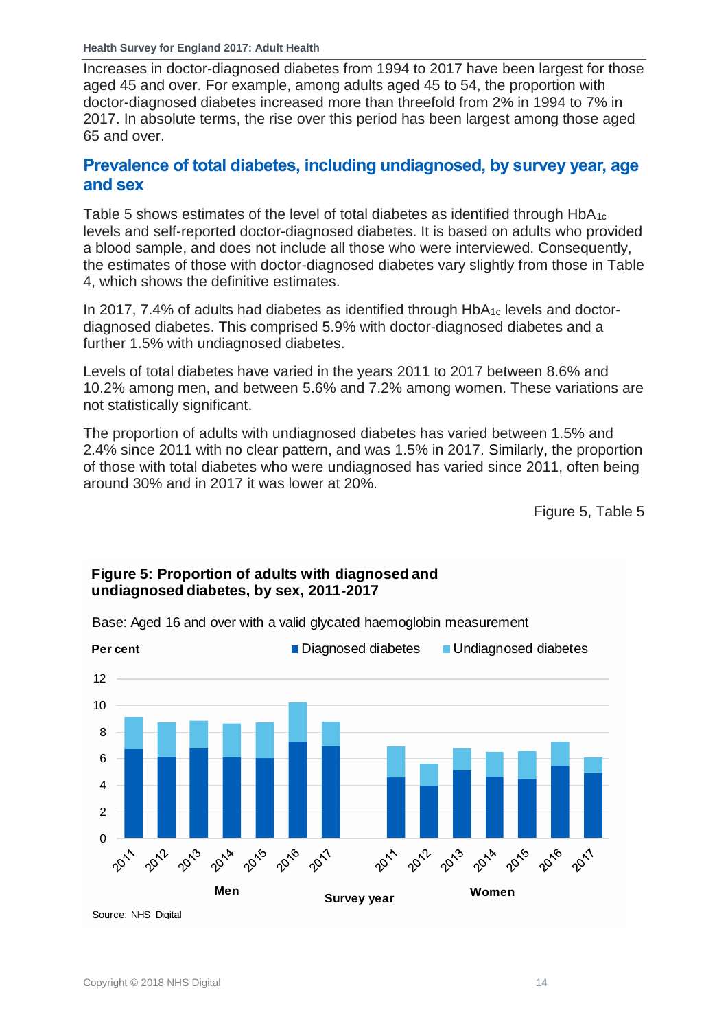Increases in doctor-diagnosed diabetes from 1994 to 2017 have been largest for those aged 45 and over. For example, among adults aged 45 to 54, the proportion with doctor-diagnosed diabetes increased more than threefold from 2% in 1994 to 7% in 2017. In absolute terms, the rise over this period has been largest among those aged 65 and over.

## Prevalence of total diabetes, including undiagnosed, by survey year, age and sex

Table 5 shows estimates of the level of total diabetes as identified through $HbA_{1c}$ levels and self-reported doctor-diagnosed diabetes. It is based on adults who provided a blood sample, and does not include all those who were interviewed. Consequently, the estimates of those with doctor-diagnosed diabetes vary slightly from those in Table 4, which shows the definitive estimates.

In 2017, 7.4% of adults had diabetes as identified through $HbA_{1c}$ levels and doctor-diagnosed diabetes. This comprised 5.9% with doctor-diagnosed diabetes and a further 1.5% with undiagnosed diabetes.

Levels of total diabetes have varied in the years 2011 to 2017 between 8.6% and 10.2% among men, and between 5.6% and 7.2% among women. These variations are not statistically significant.

The proportion of adults with undiagnosed diabetes has varied between 1.5% and 2.4% since 2011 with no clear pattern, and was 1.5% in 2017. Similarly, the proportion of those with total diabetes who were undiagnosed has varied since 2011, often being around 30% and in 2017 it was lower at 20%.

Figure 5, Table 5

**Figure 5: Proportion of adults with diagnosed and undiagnosed diabetes, by sex, 2011-2017**

Base: Aged 16 and over with a valid glycated haemoglobin measurement

Source: NHS Digital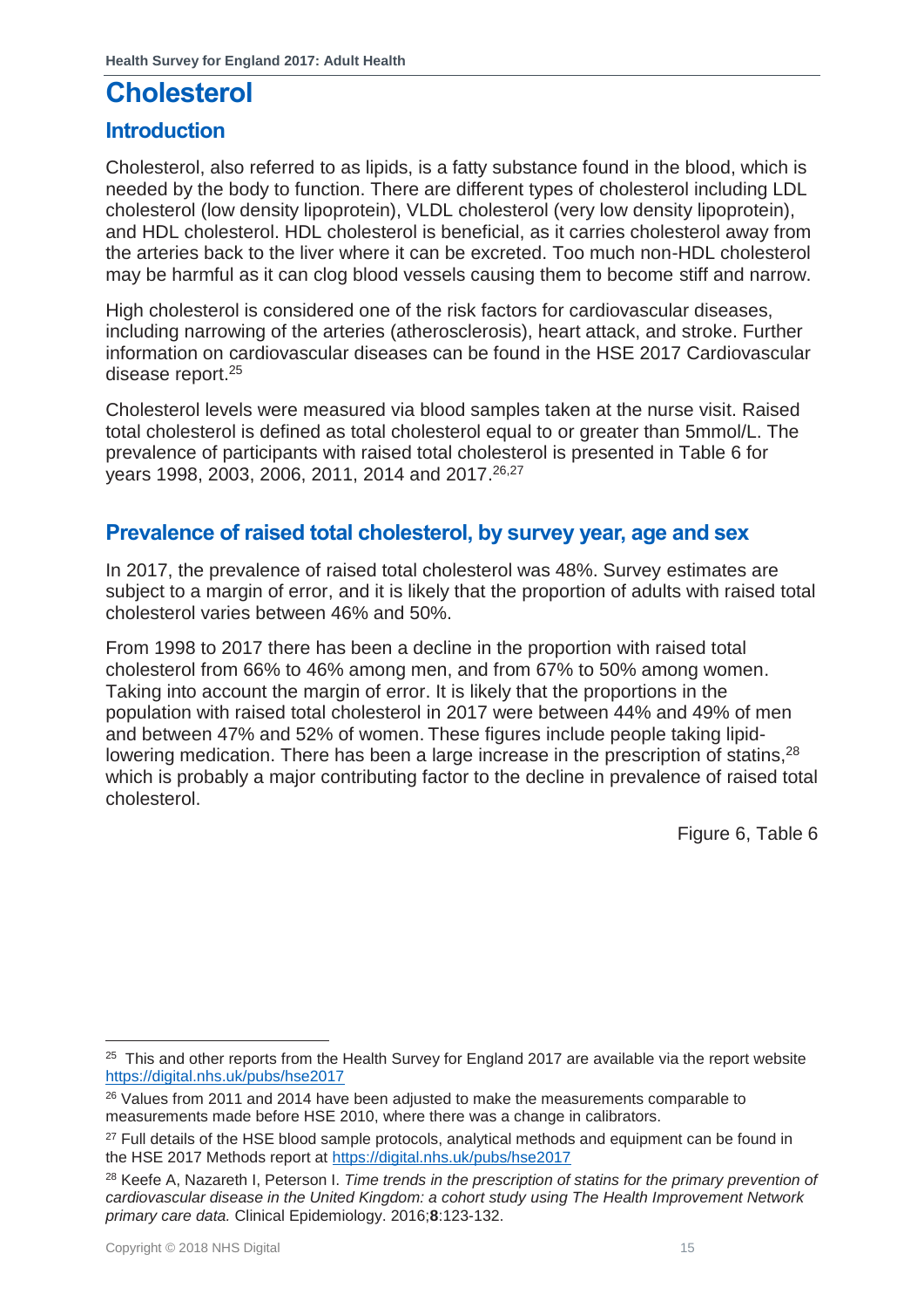# Cholesterol

## Introduction

Cholesterol, also referred to as lipids, is a fatty substance found in the blood, which is needed by the body to function. There are different types of cholesterol including LDL cholesterol (low density lipoprotein), VLDL cholesterol (very low density lipoprotein), and HDL cholesterol. HDL cholesterol is beneficial, as it carries cholesterol away from the arteries back to the liver where it can be excreted. Too much non-HDL cholesterol may be harmful as it can clog blood vessels causing them to become stiff and narrow.

High cholesterol is considered one of the risk factors for cardiovascular diseases, including narrowing of the arteries (atherosclerosis), heart attack, and stroke. Further information on cardiovascular diseases can be found in the HSE 2017 Cardiovascular disease report.[25]

Cholesterol levels were measured via blood samples taken at the nurse visit. Raised total cholesterol is defined as total cholesterol equal to or greater than 5mmol/L. The prevalence of participants with raised total cholesterol is presented in Table 6 for years 1998, 2003, 2006, 2011, 2014 and 2017.[26,27]

## Prevalence of raised total cholesterol, by survey year, age and sex

In 2017, the prevalence of raised total cholesterol was 48%. Survey estimates are subject to a margin of error, and it is likely that the proportion of adults with raised total cholesterol varies between 46% and 50%.

From 1998 to 2017 there has been a decline in the proportion with raised total cholesterol from 66% to 46% among men, and from 67% to 50% among women. Taking into account the margin of error. It is likely that the proportions in the population with raised total cholesterol in 2017 were between 44% and 49% of men and between 47% and 52% of women. These figures include people taking lipid-lowering medication. There has been a large increase in the prescription of statins,[28] which is probably a major contributing factor to the decline in prevalence of raised total cholesterol.

Figure 6, Table 6

---

[25] This and other reports from the Health Survey for England 2017 are available via the report website https://digital.nhs.uk/pubs/hse2017

[26] Values from 2011 and 2014 have been adjusted to make the measurements comparable to measurements made before HSE 2010, where there was a change in calibrators.

[27] Full details of the HSE blood sample protocols, analytical methods and equipment can be found in the HSE 2017 Methods report at https://digital.nhs.uk/pubs/hse2017

[28] Keefe A, Nazareth I, Peterson I. *Time trends in the prescription of statins for the primary prevention of cardiovascular disease in the United Kingdom: a cohort study using The Health Improvement Network primary care data.* Clinical Epidemiology. 2016;**8**:123-132.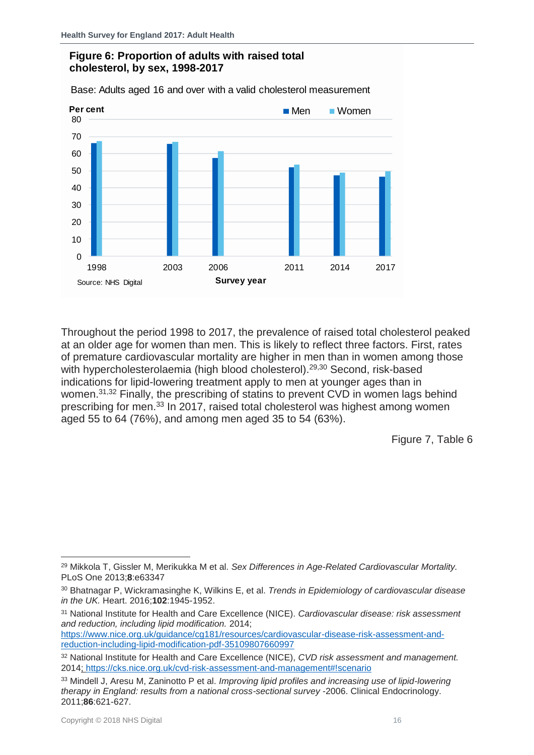**Figure 6: Proportion of adults with raised total cholesterol, by sex, 1998-2017**

Base: Adults aged 16 and over with a valid cholesterol measurement

Source: NHS Digital

Throughout the period 1998 to 2017, the prevalence of raised total cholesterol peaked at an older age for women than men. This is likely to reflect three factors. First, rates of premature cardiovascular mortality are higher in men than in women among those with hypercholesterolaemia (high blood cholesterol).[29,30] Second, risk-based indications for lipid-lowering treatment apply to men at younger ages than in women.[31,32] Finally, the prescribing of statins to prevent CVD in women lags behind prescribing for men.[33] In 2017, raised total cholesterol was highest among women aged 55 to 64 (76%), and among men aged 35 to 54 (63%).

Figure 7, Table 6

---

[29] Mikkola T, Gissler M, Merikukka M et al. *Sex Differences in Age-Related Cardiovascular Mortality.* PLoS One 2013;**8**:e63347

[30] Bhatnagar P, Wickramasinghe K, Wilkins E, et al. *Trends in Epidemiology of cardiovascular disease in the UK.* Heart. 2016;**102**:1945-1952.

[31] National Institute for Health and Care Excellence (NICE). *Cardiovascular disease: risk assessment and reduction, including lipid modification.* 2014; https://www.nice.org.uk/guidance/cg181/resources/cardiovascular-disease-risk-assessment-and-reduction-including-lipid-modification-pdf-35109807660997

[32] National Institute for Health and Care Excellence (NICE), *CVD risk assessment and management.* 2014; https://cks.nice.org.uk/cvd-risk-assessment-and-management#!scenario

[33] Mindell J, Aresu M, Zaninotto P et al. *Improving lipid profiles and increasing use of lipid-lowering therapy in England: results from a national cross-sectional survey* -2006. Clinical Endocrinology. 2011;**86**:621-627.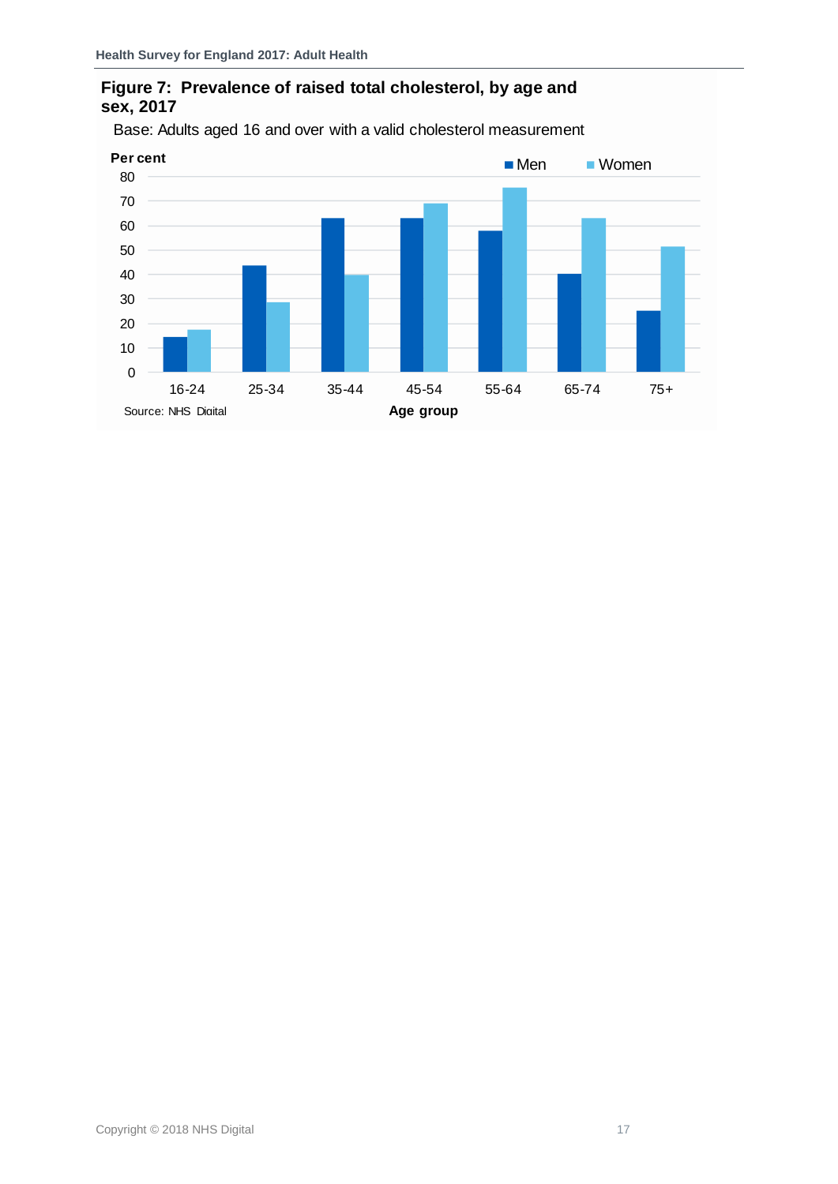**Figure 7: Prevalence of raised total cholesterol, by age and sex, 2017**

Base: Adults aged 16 and over with a valid cholesterol measurement

Per cent

Men Women

80
70
60
50
40
30
20
10
0

16-24 25-34 35-44 45-54 55-64 65-74 75+

Source: NHS Digital

Age group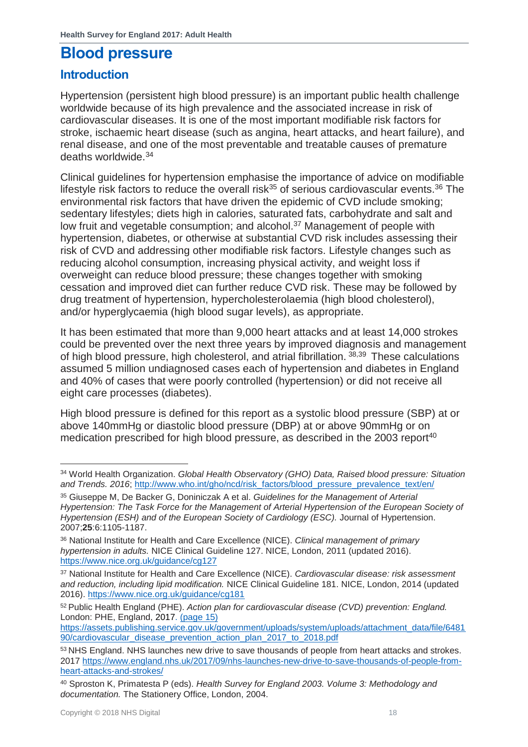# Blood pressure

## Introduction

Hypertension (persistent high blood pressure) is an important public health challenge worldwide because of its high prevalence and the associated increase in risk of cardiovascular diseases. It is one of the most important modifiable risk factors for stroke, ischaemic heart disease (such as angina, heart attacks, and heart failure), and renal disease, and one of the most preventable and treatable causes of premature deaths worldwide.[34]

Clinical guidelines for hypertension emphasise the importance of advice on modifiable lifestyle risk factors to reduce the overall risk[35] of serious cardiovascular events.[36] The environmental risk factors that have driven the epidemic of CVD include smoking; sedentary lifestyles; diets high in calories, saturated fats, carbohydrate and salt and low fruit and vegetable consumption; and alcohol.[37] Management of people with hypertension, diabetes, or otherwise at substantial CVD risk includes assessing their risk of CVD and addressing other modifiable risk factors. Lifestyle changes such as reducing alcohol consumption, increasing physical activity, and weight loss if overweight can reduce blood pressure; these changes together with smoking cessation and improved diet can further reduce CVD risk. These may be followed by drug treatment of hypertension, hypercholesterolaemia (high blood cholesterol), and/or hyperglycaemia (high blood sugar levels), as appropriate.

It has been estimated that more than 9,000 heart attacks and at least 14,000 strokes could be prevented over the next three years by improved diagnosis and management of high blood pressure, high cholesterol, and atrial fibrillation.[38,39] These calculations assumed 5 million undiagnosed cases each of hypertension and diabetes in England and 40% of cases that were poorly controlled (hypertension) or did not receive all eight care processes (diabetes).

High blood pressure is defined for this report as a systolic blood pressure (SBP) at or above 140mmHg or diastolic blood pressure (DBP) at or above 90mmHg or on medication prescribed for high blood pressure, as described in the 2003 report[40]

---

[34] World Health Organization. *Global Health Observatory (GHO) Data, Raised blood pressure: Situation and Trends. 2016*; http://www.who.int/gho/ncd/risk_factors/blood_pressure_prevalence_text/en/

[35] Giuseppe M, De Backer G, Doniniczak A et al. *Guidelines for the Management of Arterial Hypertension: The Task Force for the Management of Arterial Hypertension of the European Society of Hypertension (ESH) and of the European Society of Cardiology (ESC).* Journal of Hypertension. 2007;**25**:6:1105-1187.

[36] National Institute for Health and Care Excellence (NICE). *Clinical management of primary hypertension in adults.* NICE Clinical Guideline 127. NICE, London, 2011 (updated 2016). https://www.nice.org.uk/guidance/cg127

[37] National Institute for Health and Care Excellence (NICE). *Cardiovascular disease: risk assessment and reduction, including lipid modification.* NICE Clinical Guideline 181. NICE, London, 2014 (updated 2016). https://www.nice.org.uk/guidance/cg181

[52] Public Health England (PHE). *Action plan for cardiovascular disease (CVD) prevention: England.* London: PHE, England, 2017. (page 15) https://assets.publishing.service.gov.uk/government/uploads/system/uploads/attachment_data/file/648190/cardiovascular_disease_prevention_action_plan_2017_to_2018.pdf

[53] NHS England. NHS launches new drive to save thousands of people from heart attacks and strokes. 2017 https://www.england.nhs.uk/2017/09/nhs-launches-new-drive-to-save-thousands-of-people-from-heart-attacks-and-strokes/

[40] Sproston K, Primatesta P (eds). *Health Survey for England 2003. Volume 3: Methodology and documentation.* The Stationery Office, London, 2004.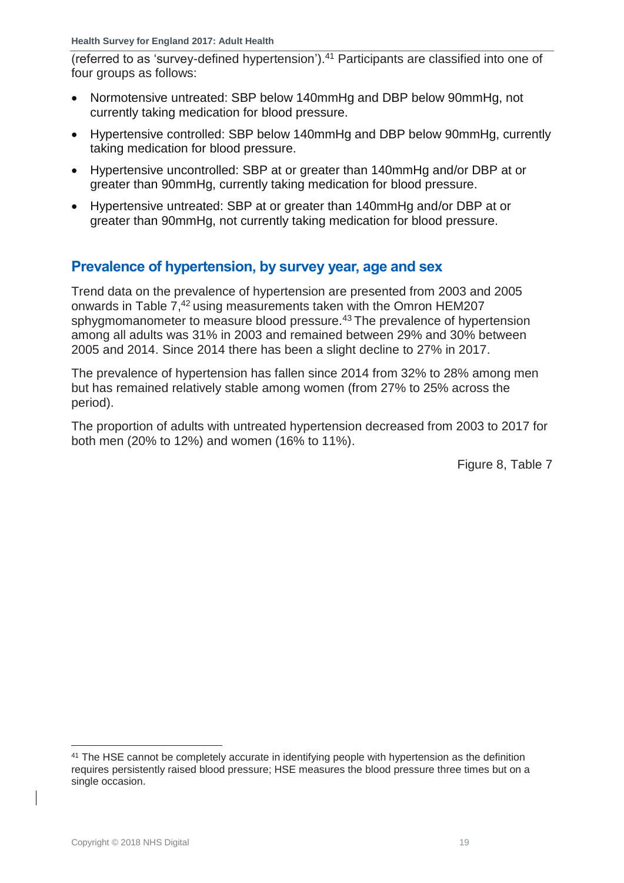(referred to as 'survey-defined hypertension').[41] Participants are classified into one of four groups as follows:

- Normotensive untreated: SBP below 140mmHg and DBP below 90mmHg, not currently taking medication for blood pressure.
- Hypertensive controlled: SBP below 140mmHg and DBP below 90mmHg, currently taking medication for blood pressure.
- Hypertensive uncontrolled: SBP at or greater than 140mmHg and/or DBP at or greater than 90mmHg, currently taking medication for blood pressure.
- Hypertensive untreated: SBP at or greater than 140mmHg and/or DBP at or greater than 90mmHg, not currently taking medication for blood pressure.

## Prevalence of hypertension, by survey year, age and sex

Trend data on the prevalence of hypertension are presented from 2003 and 2005 onwards in Table 7,[42] using measurements taken with the Omron HEM207 sphygmomanometer to measure blood pressure.[43] The prevalence of hypertension among all adults was 31% in 2003 and remained between 29% and 30% between 2005 and 2014. Since 2014 there has been a slight decline to 27% in 2017.

The prevalence of hypertension has fallen since 2014 from 32% to 28% among men but has remained relatively stable among women (from 27% to 25% across the period).

The proportion of adults with untreated hypertension decreased from 2003 to 2017 for both men (20% to 12%) and women (16% to 11%).

Figure 8, Table 7

[41] The HSE cannot be completely accurate in identifying people with hypertension as the definition requires persistently raised blood pressure; HSE measures the blood pressure three times but on a single occasion.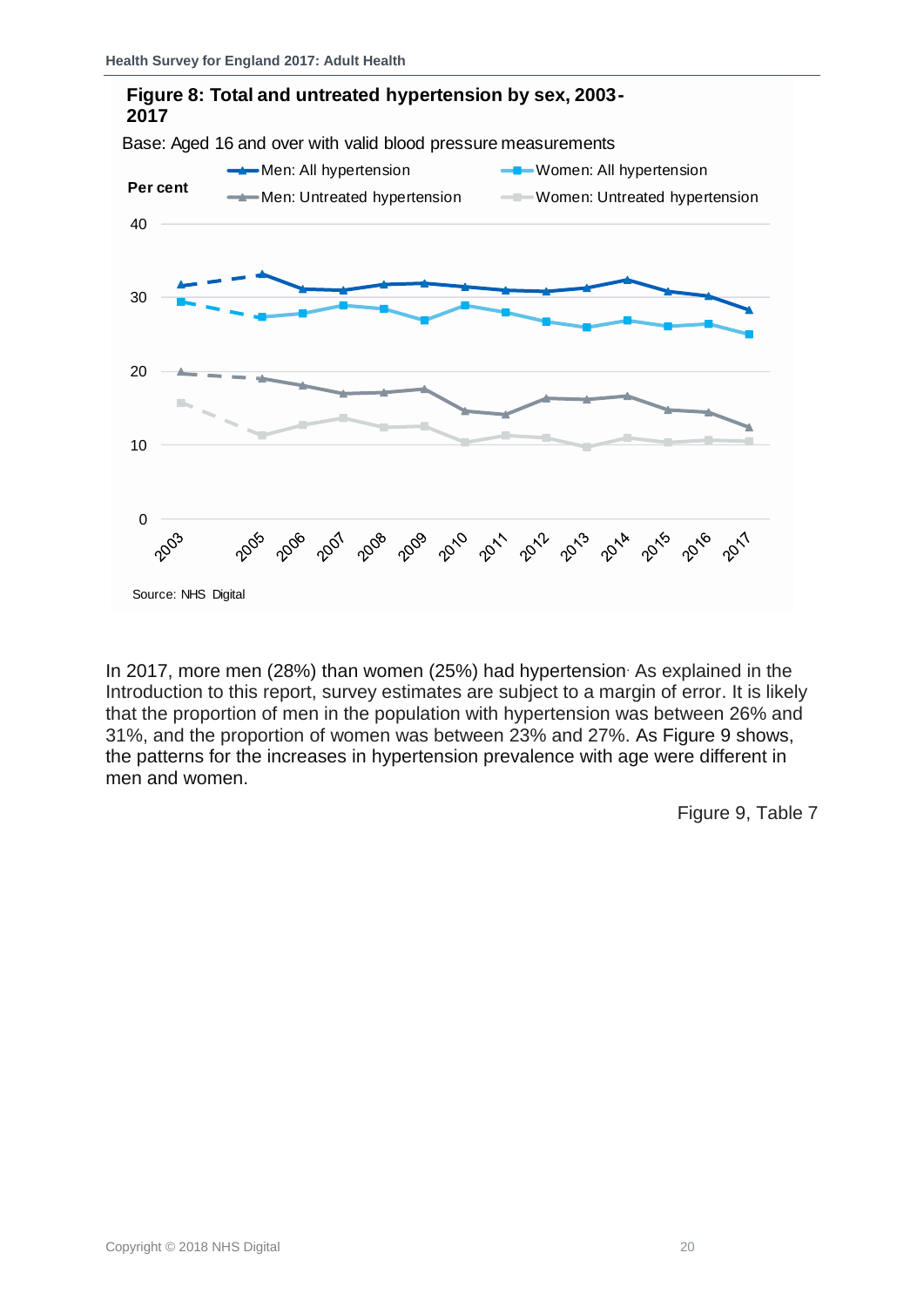**Figure 8: Total and untreated hypertension by sex, 2003-2017**

Base: Aged 16 and over with valid blood pressure measurements

Source: NHS Digital

In 2017, more men (28%) than women (25%) had hypertension. As explained in the Introduction to this report, survey estimates are subject to a margin of error. It is likely that the proportion of men in the population with hypertension was between 26% and 31%, and the proportion of women was between 23% and 27%. As Figure 9 shows, the patterns for the increases in hypertension prevalence with age were different in men and women.

Figure 9, Table 7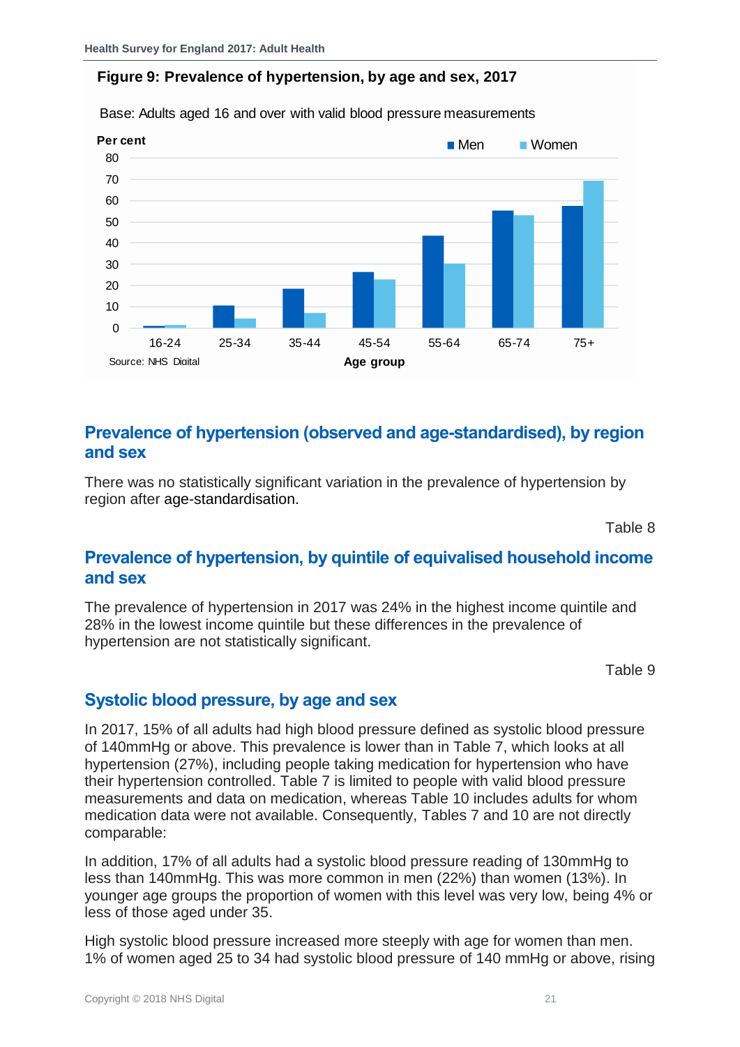**Figure 9: Prevalence of hypertension, by age and sex, 2017**

Base: Adults aged 16 and over with valid blood pressure measurements

Source: NHS Digital

## Prevalence of hypertension (observed and age-standardised), by region and sex

There was no statistically significant variation in the prevalence of hypertension by region after age-standardisation.

Table 8

## Prevalence of hypertension, by quintile of equivalised household income and sex

The prevalence of hypertension in 2017 was 24% in the highest income quintile and 28% in the lowest income quintile but these differences in the prevalence of hypertension are not statistically significant.

Table 9

## Systolic blood pressure, by age and sex

In 2017, 15% of all adults had high blood pressure defined as systolic blood pressure of 140mmHg or above. This prevalence is lower than in Table 7, which looks at all hypertension (27%), including people taking medication for hypertension who have their hypertension controlled. Table 7 is limited to people with valid blood pressure measurements and data on medication, whereas Table 10 includes adults for whom medication data were not available. Consequently, Tables 7 and 10 are not directly comparable:

In addition, 17% of all adults had a systolic blood pressure reading of 130mmHg to less than 140mmHg. This was more common in men (22%) than women (13%). In younger age groups the proportion of women with this level was very low, being 4% or less of those aged under 35.

High systolic blood pressure increased more steeply with age for women than men. 1% of women aged 25 to 34 had systolic blood pressure of 140 mmHg or above, rising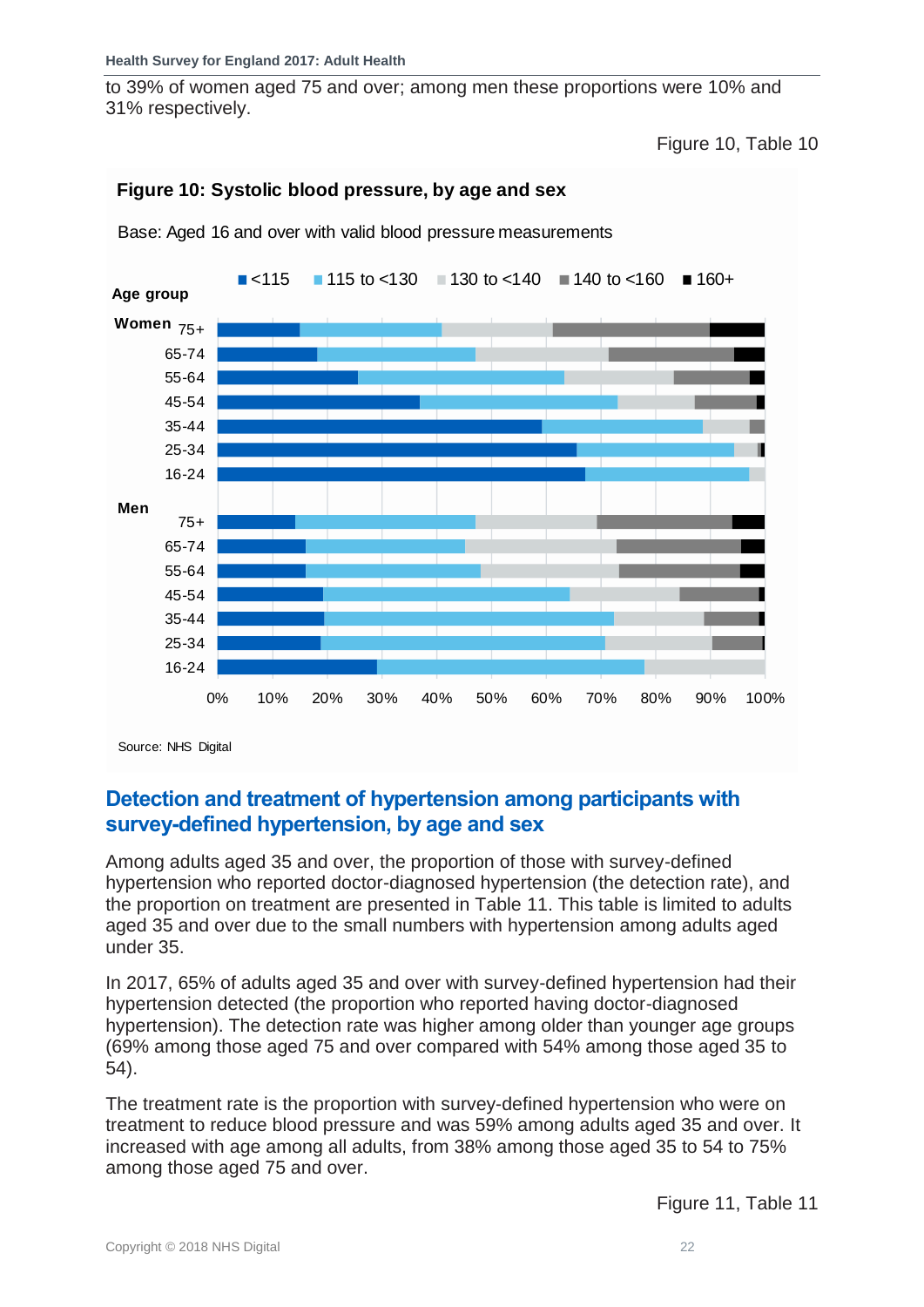to 39% of women aged 75 and over; among men these proportions were 10% and 31% respectively.

Figure 10, Table 10

**Figure 10: Systolic blood pressure, by age and sex**

Base: Aged 16 and over with valid blood pressure measurements

Source: NHS Digital

## Detection and treatment of hypertension among participants with survey-defined hypertension, by age and sex

Among adults aged 35 and over, the proportion of those with survey-defined hypertension who reported doctor-diagnosed hypertension (the detection rate), and the proportion on treatment are presented in Table 11. This table is limited to adults aged 35 and over due to the small numbers with hypertension among adults aged under 35.

In 2017, 65% of adults aged 35 and over with survey-defined hypertension had their hypertension detected (the proportion who reported having doctor-diagnosed hypertension). The detection rate was higher among older than younger age groups (69% among those aged 75 and over compared with 54% among those aged 35 to 54).

The treatment rate is the proportion with survey-defined hypertension who were on treatment to reduce blood pressure and was 59% among adults aged 35 and over. It increased with age among all adults, from 38% among those aged 35 to 54 to 75% among those aged 75 and over.

Figure 11, Table 11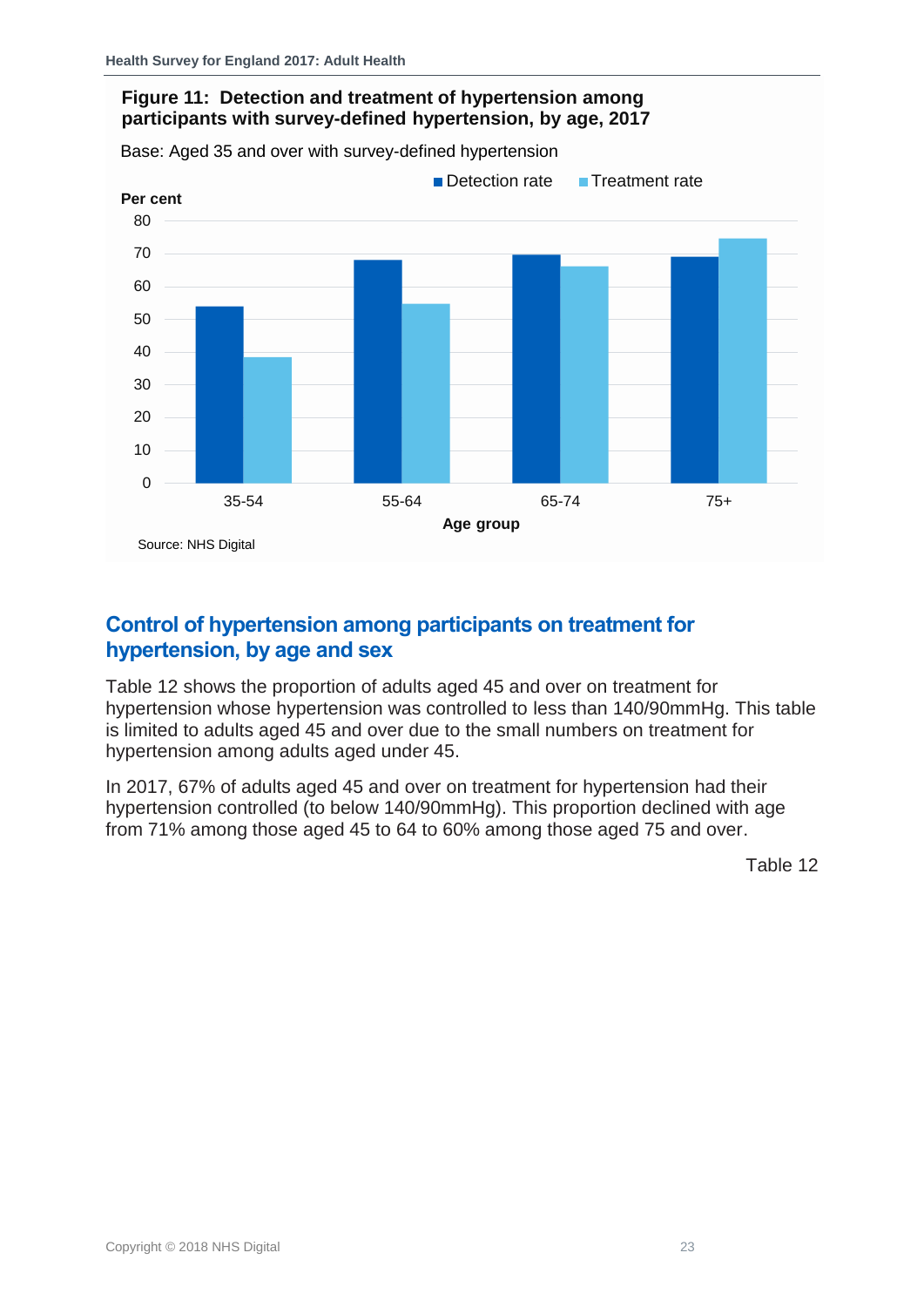**Figure 11: Detection and treatment of hypertension among participants with survey-defined hypertension, by age, 2017**

Base: Aged 35 and over with survey-defined hypertension

Source: NHS Digital

## Control of hypertension among participants on treatment for hypertension, by age and sex

Table 12 shows the proportion of adults aged 45 and over on treatment for hypertension whose hypertension was controlled to less than 140/90mmHg. This table is limited to adults aged 45 and over due to the small numbers on treatment for hypertension among adults aged under 45.

In 2017, 67% of adults aged 45 and over on treatment for hypertension had their hypertension controlled (to below 140/90mmHg). This proportion declined with age from 71% among those aged 45 to 64 to 60% among those aged 75 and over.

Table 12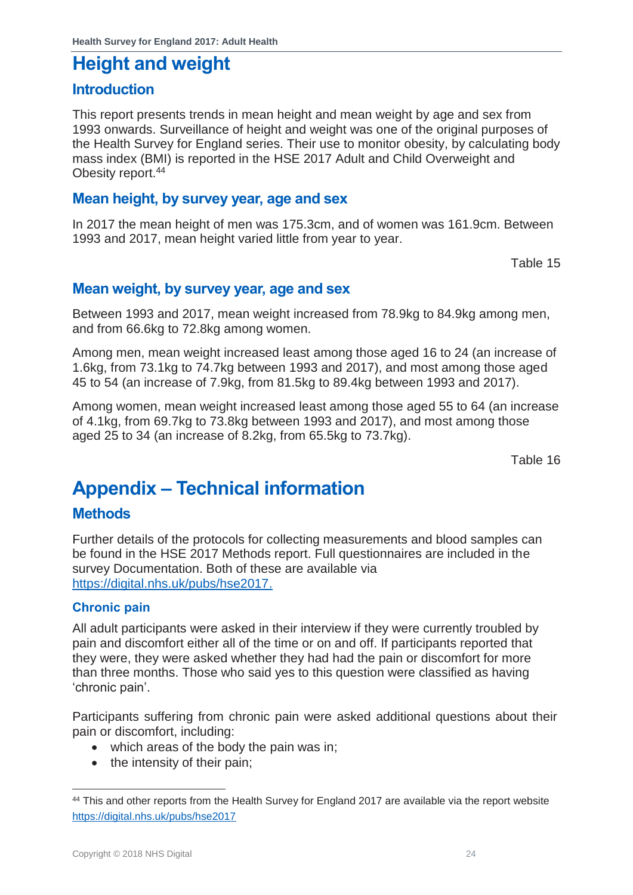# Height and weight

## Introduction

This report presents trends in mean height and mean weight by age and sex from 1993 onwards. Surveillance of height and weight was one of the original purposes of the Health Survey for England series. Their use to monitor obesity, by calculating body mass index (BMI) is reported in the HSE 2017 Adult and Child Overweight and Obesity report.[44]

## Mean height, by survey year, age and sex

In 2017 the mean height of men was 175.3cm, and of women was 161.9cm. Between 1993 and 2017, mean height varied little from year to year.

Table 15

## Mean weight, by survey year, age and sex

Between 1993 and 2017, mean weight increased from 78.9kg to 84.9kg among men, and from 66.6kg to 72.8kg among women.

Among men, mean weight increased least among those aged 16 to 24 (an increase of 1.6kg, from 73.1kg to 74.7kg between 1993 and 2017), and most among those aged 45 to 54 (an increase of 7.9kg, from 81.5kg to 89.4kg between 1993 and 2017).

Among women, mean weight increased least among those aged 55 to 64 (an increase of 4.1kg, from 69.7kg to 73.8kg between 1993 and 2017), and most among those aged 25 to 34 (an increase of 8.2kg, from 65.5kg to 73.7kg).

Table 16

# Appendix – Technical information

## Methods

Further details of the protocols for collecting measurements and blood samples can be found in the HSE 2017 Methods report. Full questionnaires are included in the survey Documentation. Both of these are available via https://digital.nhs.uk/pubs/hse2017.

### Chronic pain

All adult participants were asked in their interview if they were currently troubled by pain and discomfort either all of the time or on and off. If participants reported that they were, they were asked whether they had had the pain or discomfort for more than three months. Those who said yes to this question were classified as having 'chronic pain'.

Participants suffering from chronic pain were asked additional questions about their pain or discomfort, including:

- which areas of the body the pain was in;
- the intensity of their pain;

[44] This and other reports from the Health Survey for England 2017 are available via the report website https://digital.nhs.uk/pubs/hse2017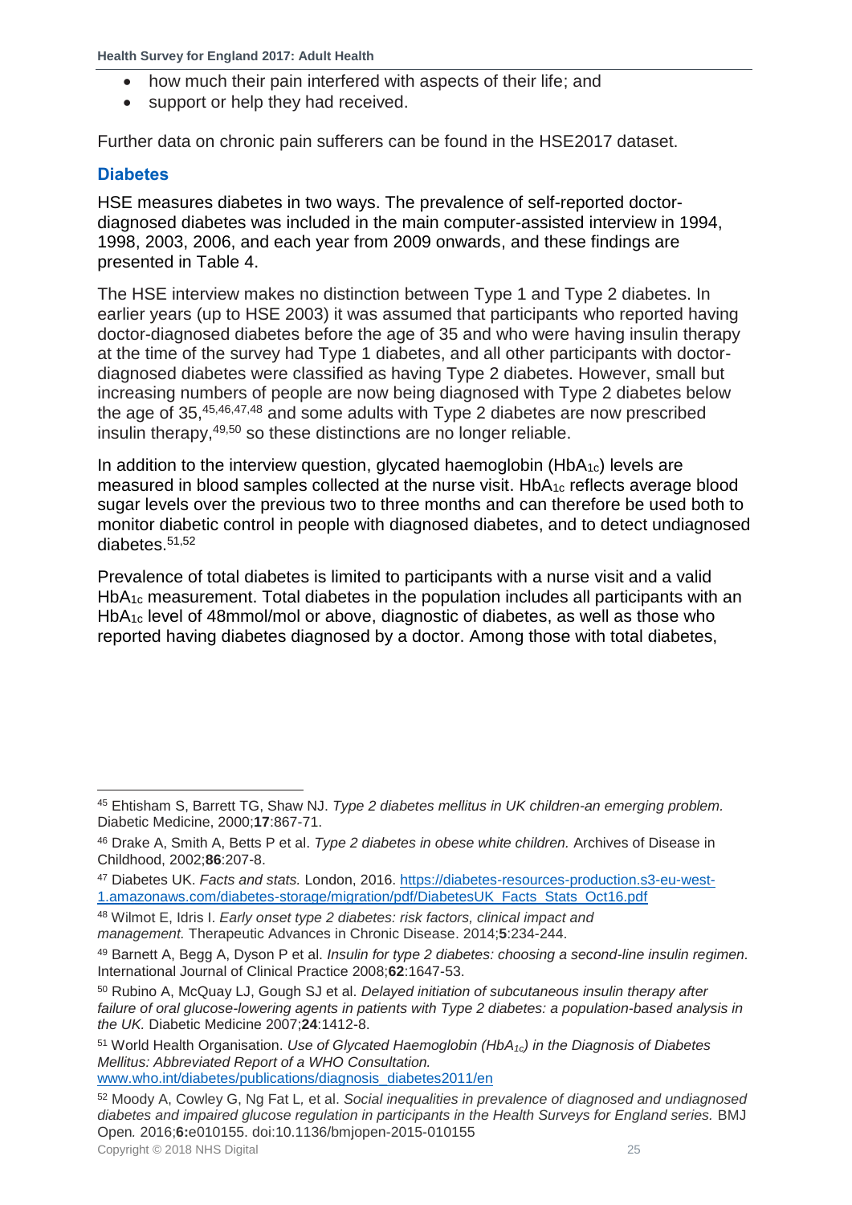- how much their pain interfered with aspects of their life; and
- support or help they had received.

Further data on chronic pain sufferers can be found in the HSE2017 dataset.

## Diabetes

HSE measures diabetes in two ways. The prevalence of self-reported doctor-diagnosed diabetes was included in the main computer-assisted interview in 1994, 1998, 2003, 2006, and each year from 2009 onwards, and these findings are presented in Table 4.

The HSE interview makes no distinction between Type 1 and Type 2 diabetes. In earlier years (up to HSE 2003) it was assumed that participants who reported having doctor-diagnosed diabetes before the age of 35 and who were having insulin therapy at the time of the survey had Type 1 diabetes, and all other participants with doctor-diagnosed diabetes were classified as having Type 2 diabetes. However, small but increasing numbers of people are now being diagnosed with Type 2 diabetes below the age of 35,[45,46,47,48] and some adults with Type 2 diabetes are now prescribed insulin therapy,[49,50] so these distinctions are no longer reliable.

In addition to the interview question, glycated haemoglobin ($HbA_{1c}$) levels are measured in blood samples collected at the nurse visit. $HbA_{1c}$ reflects average blood sugar levels over the previous two to three months and can therefore be used both to monitor diabetic control in people with diagnosed diabetes, and to detect undiagnosed diabetes.[51,52]

Prevalence of total diabetes is limited to participants with a nurse visit and a valid $HbA_{1c}$ measurement. Total diabetes in the population includes all participants with an $HbA_{1c}$ level of 48mmol/mol or above, diagnostic of diabetes, as well as those who reported having diabetes diagnosed by a doctor. Among those with total diabetes,

---

[45] Ehtisham S, Barrett TG, Shaw NJ. *Type 2 diabetes mellitus in UK children-an emerging problem.* Diabetic Medicine, 2000;**17**:867-71.

[46] Drake A, Smith A, Betts P et al. *Type 2 diabetes in obese white children.* Archives of Disease in Childhood, 2002;**86**:207-8.

[47] Diabetes UK. *Facts and stats.* London, 2016. https://diabetes-resources-production.s3-eu-west-1.amazonaws.com/diabetes-storage/migration/pdf/DiabetesUK_Facts_Stats_Oct16.pdf

[48] Wilmot E, Idris I. *Early onset type 2 diabetes: risk factors, clinical impact and management.* Therapeutic Advances in Chronic Disease. 2014;**5**:234-244.

[49] Barnett A, Begg A, Dyson P et al. *Insulin for type 2 diabetes: choosing a second-line insulin regimen.* International Journal of Clinical Practice 2008;**62**:1647-53.

[50] Rubino A, McQuay LJ, Gough SJ et al. *Delayed initiation of subcutaneous insulin therapy after failure of oral glucose-lowering agents in patients with Type 2 diabetes: a population-based analysis in the UK.* Diabetic Medicine 2007;**24**:1412-8.

[51] World Health Organisation. *Use of Glycated Haemoglobin ($HbA_{1c}$) in the Diagnosis of Diabetes Mellitus: Abbreviated Report of a WHO Consultation.* www.who.int/diabetes/publications/diagnosis_diabetes2011/en

[52] Moody A, Cowley G, Ng Fat L, et al. *Social inequalities in prevalence of diagnosed and undiagnosed diabetes and impaired glucose regulation in participants in the Health Surveys for England series.* BMJ Open*.* 2016;**6:**e010155. doi:10.1136/bmjopen-2015-010155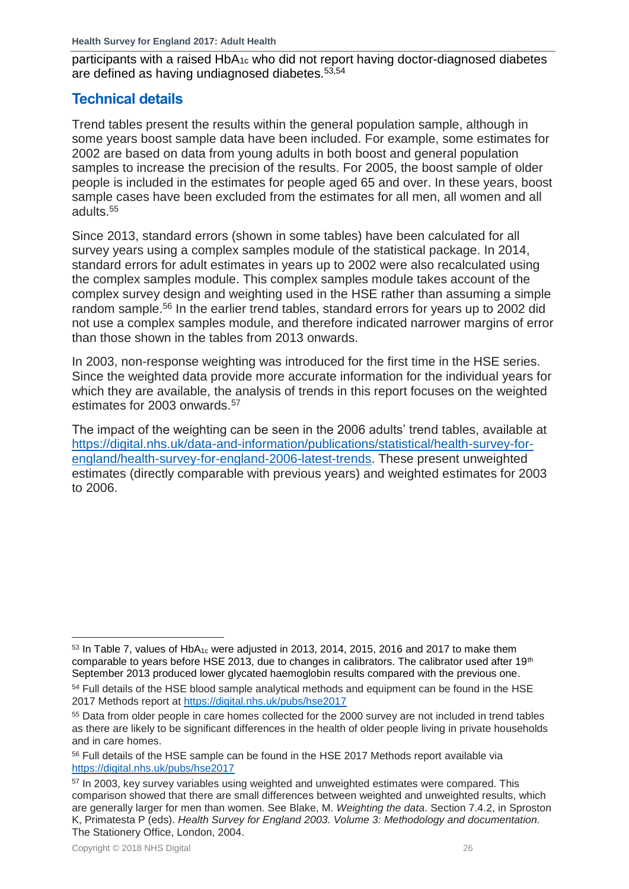participants with a raised $HbA_{1c}$ who did not report having doctor-diagnosed diabetes are defined as having undiagnosed diabetes.[53,54]

## Technical details

Trend tables present the results within the general population sample, although in some years boost sample data have been included. For example, some estimates for 2002 are based on data from young adults in both boost and general population samples to increase the precision of the results. For 2005, the boost sample of older people is included in the estimates for people aged 65 and over. In these years, boost sample cases have been excluded from the estimates for all men, all women and all adults.[55]

Since 2013, standard errors (shown in some tables) have been calculated for all survey years using a complex samples module of the statistical package. In 2014, standard errors for adult estimates in years up to 2002 were also recalculated using the complex samples module. This complex samples module takes account of the complex survey design and weighting used in the HSE rather than assuming a simple random sample.[56] In the earlier trend tables, standard errors for years up to 2002 did not use a complex samples module, and therefore indicated narrower margins of error than those shown in the tables from 2013 onwards.

In 2003, non-response weighting was introduced for the first time in the HSE series. Since the weighted data provide more accurate information for the individual years for which they are available, the analysis of trends in this report focuses on the weighted estimates for 2003 onwards.[57]

The impact of the weighting can be seen in the 2006 adults' trend tables, available at [https://digital.nhs.uk/data-and-information/publications/statistical/health-survey-for-england/health-survey-for-england-2006-latest-trends](https://digital.nhs.uk/data-and-information/publications/statistical/health-survey-for-england/health-survey-for-england-2006-latest-trends). These present unweighted estimates (directly comparable with previous years) and weighted estimates for 2003 to 2006.

---

[53] In Table 7, values of $HbA_{1c}$ were adjusted in 2013, 2014, 2015, 2016 and 2017 to make them comparable to years before HSE 2013, due to changes in calibrators. The calibrator used after 19th September 2013 produced lower glycated haemoglobin results compared with the previous one.

[54] Full details of the HSE blood sample analytical methods and equipment can be found in the HSE 2017 Methods report at [https://digital.nhs.uk/pubs/hse2017](https://digital.nhs.uk/pubs/hse2017)

[55] Data from older people in care homes collected for the 2000 survey are not included in trend tables as there are likely to be significant differences in the health of older people living in private households and in care homes.

[56] Full details of the HSE sample can be found in the HSE 2017 Methods report available via [https://digital.nhs.uk/pubs/hse2017](https://digital.nhs.uk/pubs/hse2017)

[57] In 2003, key survey variables using weighted and unweighted estimates were compared. This comparison showed that there are small differences between weighted and unweighted results, which are generally larger for men than women. See Blake, M. *Weighting the data*. Section 7.4.2, in Sproston K, Primatesta P (eds). *Health Survey for England 2003. Volume 3: Methodology and documentation.* The Stationery Office, London, 2004.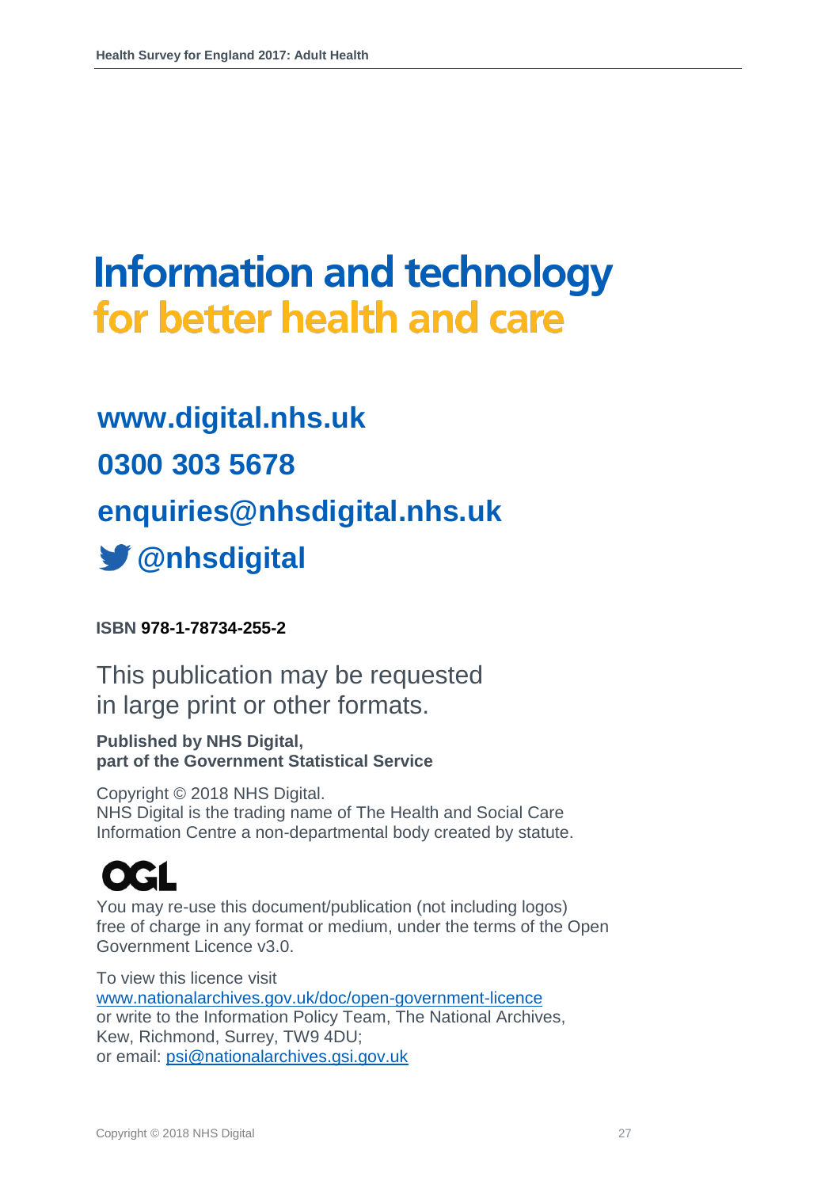# Information and technology
# for better health and care

**www.digital.nhs.uk**

**0300 303 5678**

**enquiries@nhsdigital.nhs.uk**

**@nhsdigital**

**ISBN 978-1-78734-255-2**

This publication may be requested in large print or other formats.

**Published by NHS Digital, part of the Government Statistical Service**

Copyright © 2018 NHS Digital.
NHS Digital is the trading name of The Health and Social Care Information Centre a non-departmental body created by statute.

OGL

You may re-use this document/publication (not including logos) free of charge in any format or medium, under the terms of the Open Government Licence v3.0.

To view this licence visit
www.nationalarchives.gov.uk/doc/open-government-licence
or write to the Information Policy Team, The National Archives, Kew, Richmond, Surrey, TW9 4DU;
or email: psi@nationalarchives.gsi.gov.uk